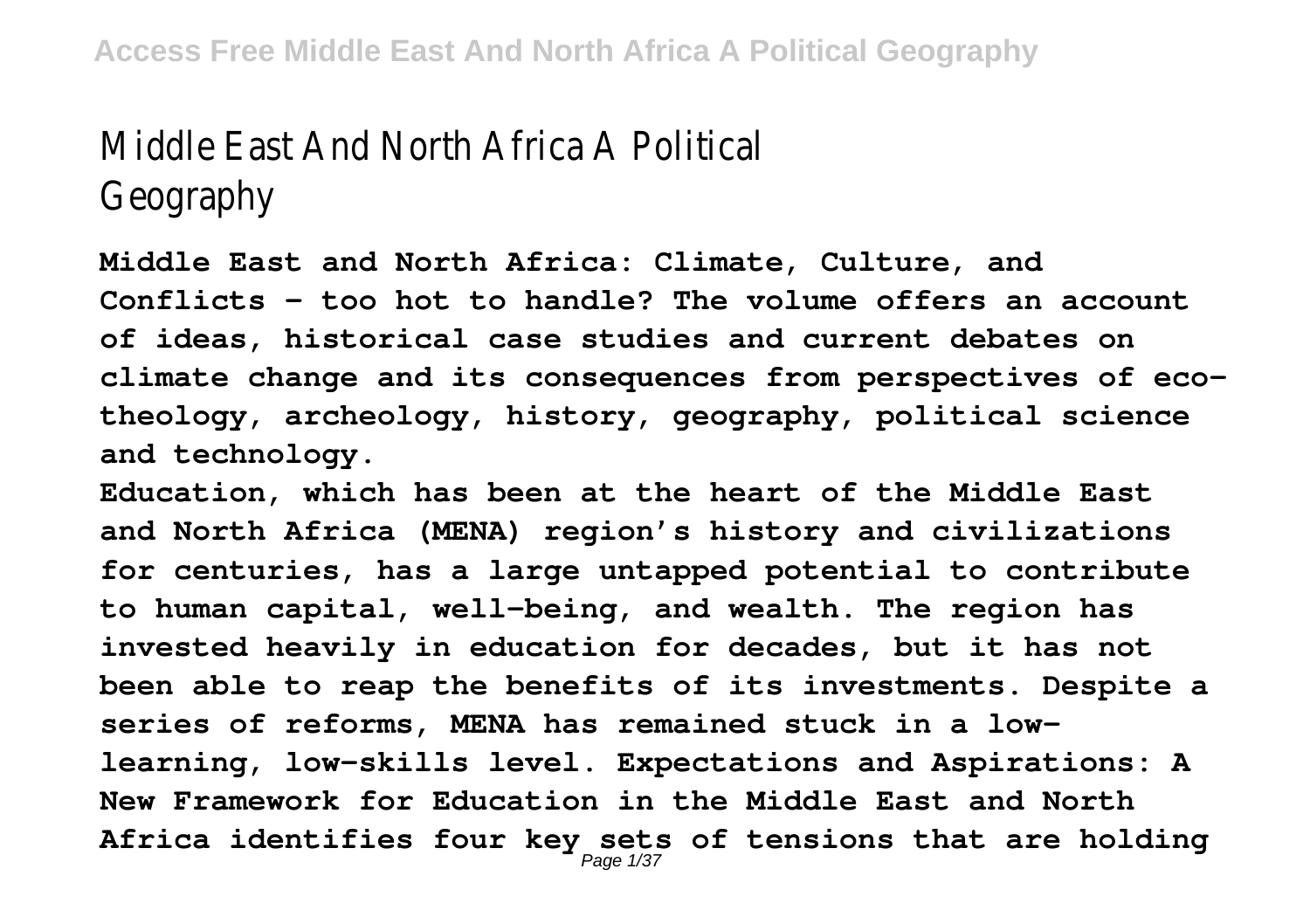# Middle East And North Africa A Political Geography

**Middle East and North Africa: Climate, Culture, and Conflicts - too hot to handle? The volume offers an account of ideas, historical case studies and current debates on climate change and its consequences from perspectives of eco-theology, archeology, history, geography, political science and technology.**

**Education, which has been at the heart of the Middle East and North Africa (MENA) region's history and civilizations for centuries, has a large untapped potential to contribute to human capital, well-being, and wealth. The region has invested heavily in education for decades, but it has not been able to reap the benefits of its investments. Despite a series of reforms, MENA has remained stuck in a low-learning, low-skills level. Expectations and Aspirations: A New Framework for Education in the Middle East and North Africa identifies four key sets of tensions that are holding**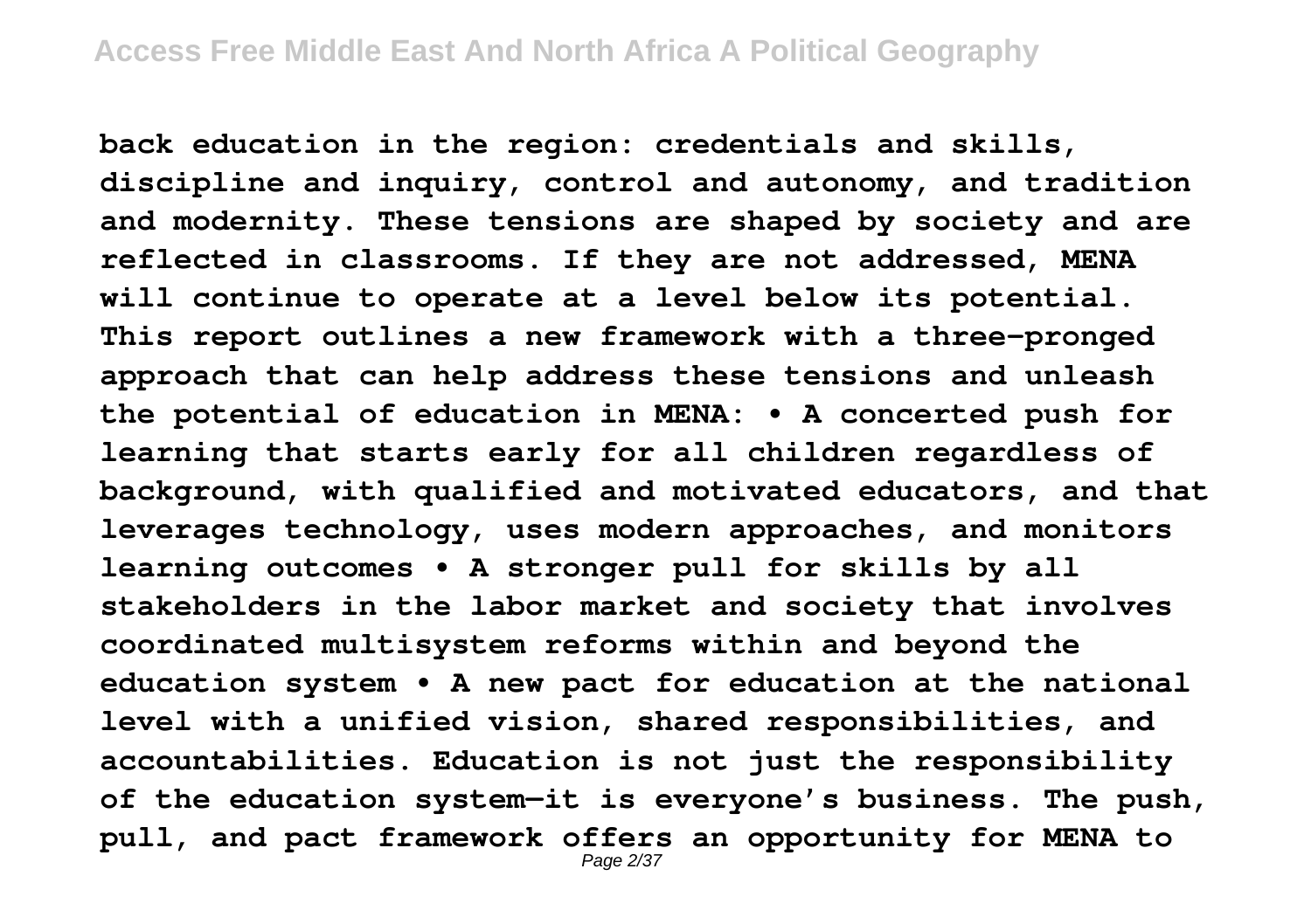**back education in the region: credentials and skills, discipline and inquiry, control and autonomy, and tradition and modernity. These tensions are shaped by society and are reflected in classrooms. If they are not addressed, MENA will continue to operate at a level below its potential. This report outlines a new framework with a three-pronged approach that can help address these tensions and unleash the potential of education in MENA: • A concerted push for learning that starts early for all children regardless of background, with qualified and motivated educators, and that leverages technology, uses modern approaches, and monitors learning outcomes • A stronger pull for skills by all stakeholders in the labor market and society that involves coordinated multisystem reforms within and beyond the education system • A new pact for education at the national level with a unified vision, shared responsibilities, and accountabilities. Education is not just the responsibility of the education system—it is everyone's business. The push, pull, and pact framework offers an opportunity for MENA to**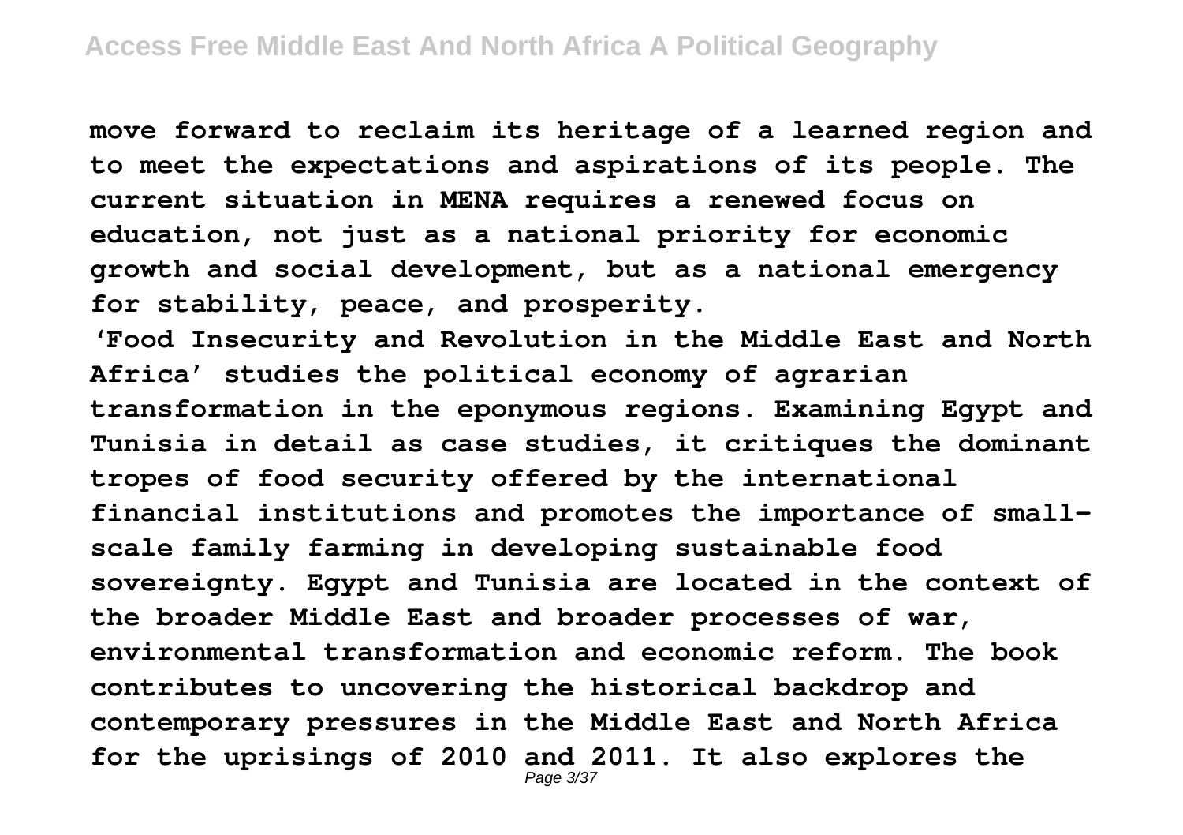**move forward to reclaim its heritage of a learned region and to meet the expectations and aspirations of its people. The current situation in MENA requires a renewed focus on education, not just as a national priority for economic growth and social development, but as a national emergency for stability, peace, and prosperity.**

**'Food Insecurity and Revolution in the Middle East and North Africa' studies the political economy of agrarian transformation in the eponymous regions. Examining Egypt and Tunisia in detail as case studies, it critiques the dominant tropes of food security offered by the international financial institutions and promotes the importance of small-scale family farming in developing sustainable food sovereignty. Egypt and Tunisia are located in the context of the broader Middle East and broader processes of war, environmental transformation and economic reform. The book contributes to uncovering the historical backdrop and contemporary pressures in the Middle East and North Africa for the uprisings of 2010 and 2011. It also explores the**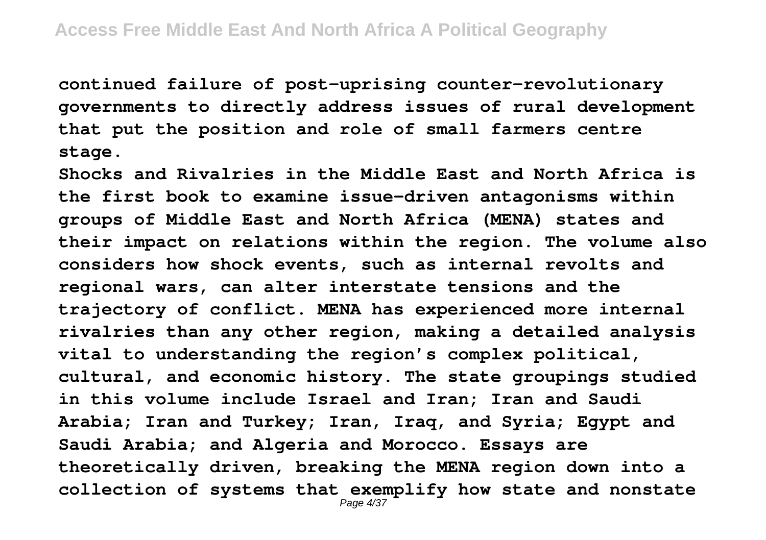**continued failure of post-uprising counter-revolutionary governments to directly address issues of rural development that put the position and role of small farmers centre stage.**

**Shocks and Rivalries in the Middle East and North Africa is the first book to examine issue-driven antagonisms within groups of Middle East and North Africa (MENA) states and their impact on relations within the region. The volume also considers how shock events, such as internal revolts and regional wars, can alter interstate tensions and the trajectory of conflict. MENA has experienced more internal rivalries than any other region, making a detailed analysis vital to understanding the region's complex political, cultural, and economic history. The state groupings studied in this volume include Israel and Iran; Iran and Saudi Arabia; Iran and Turkey; Iran, Iraq, and Syria; Egypt and Saudi Arabia; and Algeria and Morocco. Essays are theoretically driven, breaking the MENA region down into a collection of systems that exemplify how state and nonstate**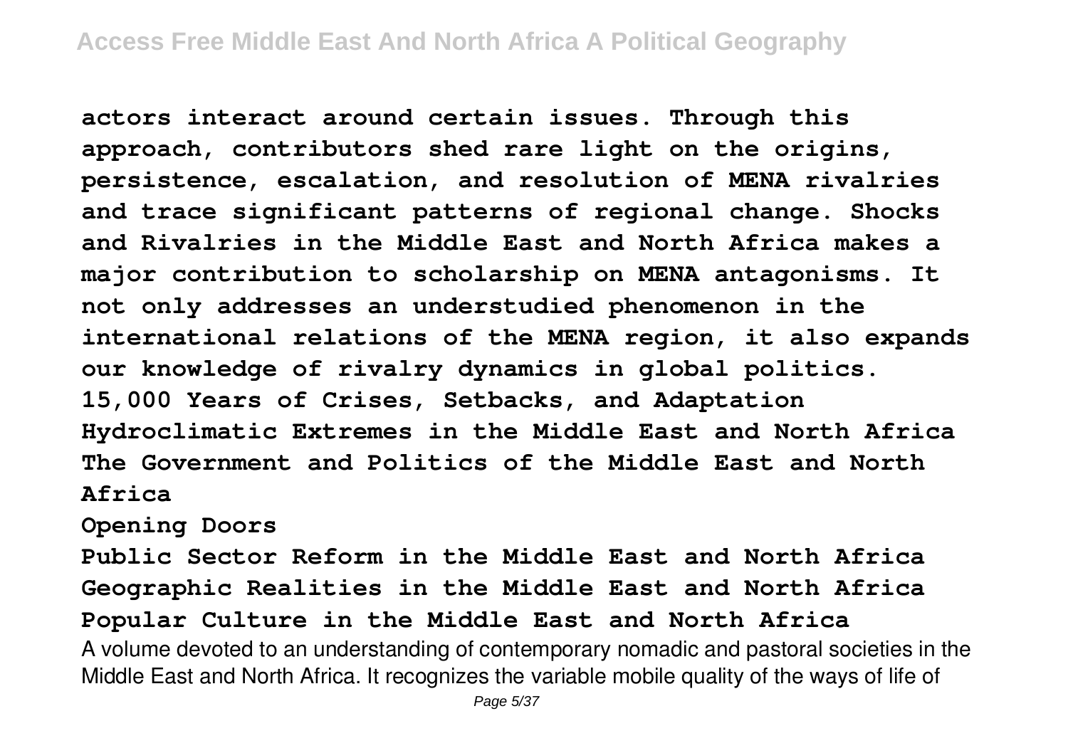**actors interact around certain issues. Through this approach, contributors shed rare light on the origins, persistence, escalation, and resolution of MENA rivalries and trace significant patterns of regional change. Shocks and Rivalries in the Middle East and North Africa makes a major contribution to scholarship on MENA antagonisms. It not only addresses an understudied phenomenon in the international relations of the MENA region, it also expands our knowledge of rivalry dynamics in global politics.**

**15,000 Years of Crises, Setbacks, and Adaptation**

**Hydroclimatic Extremes in the Middle East and North Africa**

**The Government and Politics of the Middle East and North Africa**

**Opening Doors**

**Public Sector Reform in the Middle East and North Africa**

**Geographic Realities in the Middle East and North Africa**

**Popular Culture in the Middle East and North Africa**

A volume devoted to an understanding of contemporary nomadic and pastoral societies in the Middle East and North Africa. It recognizes the variable mobile quality of the ways of life of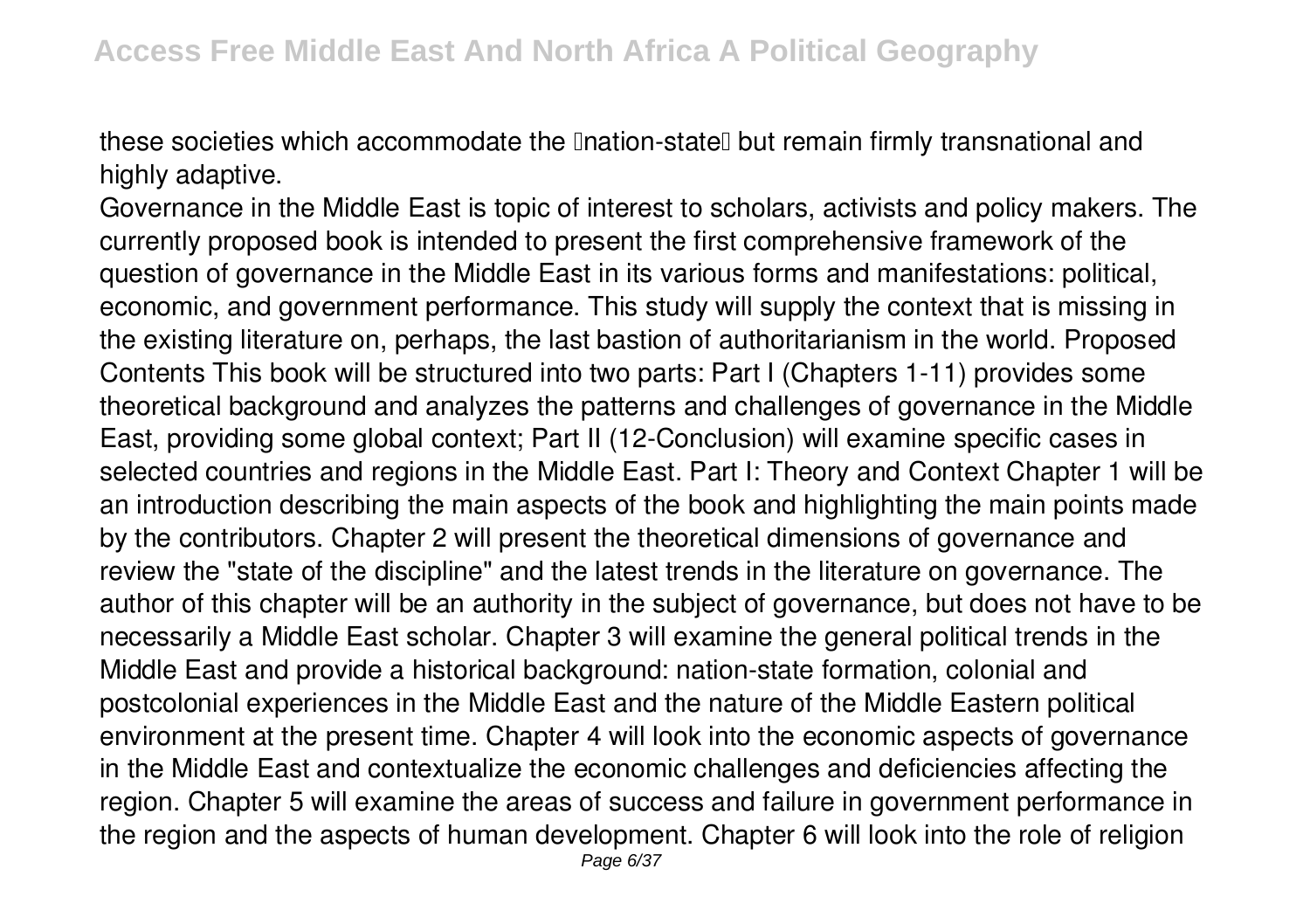these societies which accommodate the "nation-state" but remain firmly transnational and highly adaptive.

Governance in the Middle East is topic of interest to scholars, activists and policy makers. The currently proposed book is intended to present the first comprehensive framework of the question of governance in the Middle East in its various forms and manifestations: political, economic, and government performance. This study will supply the context that is missing in the existing literature on, perhaps, the last bastion of authoritarianism in the world. Proposed Contents This book will be structured into two parts: Part I (Chapters 1-11) provides some theoretical background and analyzes the patterns and challenges of governance in the Middle East, providing some global context; Part II (12-Conclusion) will examine specific cases in selected countries and regions in the Middle East. Part I: Theory and Context Chapter 1 will be an introduction describing the main aspects of the book and highlighting the main points made by the contributors. Chapter 2 will present the theoretical dimensions of governance and review the "state of the discipline" and the latest trends in the literature on governance. The author of this chapter will be an authority in the subject of governance, but does not have to be necessarily a Middle East scholar. Chapter 3 will examine the general political trends in the Middle East and provide a historical background: nation-state formation, colonial and postcolonial experiences in the Middle East and the nature of the Middle Eastern political environment at the present time. Chapter 4 will look into the economic aspects of governance in the Middle East and contextualize the economic challenges and deficiencies affecting the region. Chapter 5 will examine the areas of success and failure in government performance in the region and the aspects of human development. Chapter 6 will look into the role of religion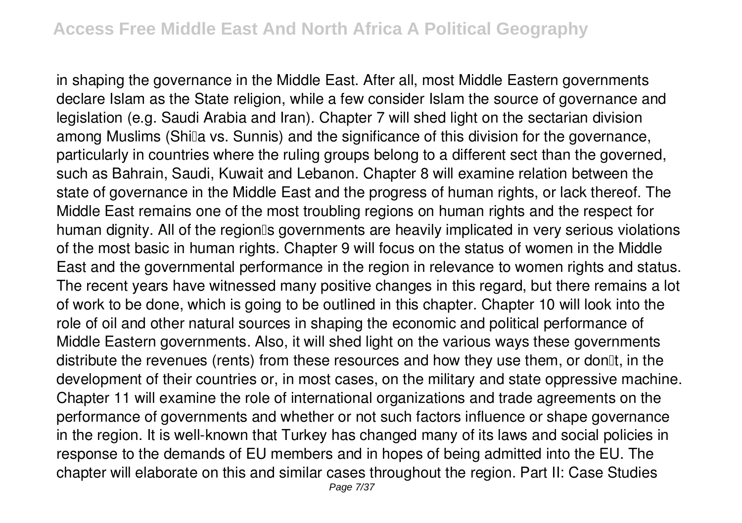in shaping the governance in the Middle East. After all, most Middle Eastern governments declare Islam as the State religion, while a few consider Islam the source of governance and legislation (e.g. Saudi Arabia and Iran). Chapter 7 will shed light on the sectarian division among Muslims (Shi'a vs. Sunnis) and the significance of this division for the governance, particularly in countries where the ruling groups belong to a different sect than the governed, such as Bahrain, Saudi, Kuwait and Lebanon. Chapter 8 will examine relation between the state of governance in the Middle East and the progress of human rights, or lack thereof. The Middle East remains one of the most troubling regions on human rights and the respect for human dignity. All of the region's governments are heavily implicated in very serious violations of the most basic in human rights. Chapter 9 will focus on the status of women in the Middle East and the governmental performance in the region in relevance to women rights and status. The recent years have witnessed many positive changes in this regard, but there remains a lot of work to be done, which is going to be outlined in this chapter. Chapter 10 will look into the role of oil and other natural sources in shaping the economic and political performance of Middle Eastern governments. Also, it will shed light on the various ways these governments distribute the revenues (rents) from these resources and how they use them, or don't, in the development of their countries or, in most cases, on the military and state oppressive machine. Chapter 11 will examine the role of international organizations and trade agreements on the performance of governments and whether or not such factors influence or shape governance in the region. It is well-known that Turkey has changed many of its laws and social policies in response to the demands of EU members and in hopes of being admitted into the EU. The chapter will elaborate on this and similar cases throughout the region. Part II: Case Studies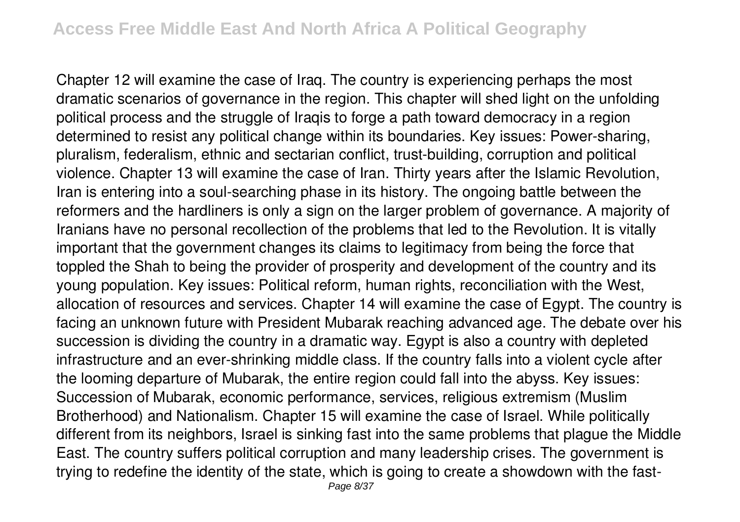Chapter 12 will examine the case of Iraq. The country is experiencing perhaps the most dramatic scenarios of governance in the region. This chapter will shed light on the unfolding political process and the struggle of Iraqis to forge a path toward democracy in a region determined to resist any political change within its boundaries. Key issues: Power-sharing, pluralism, federalism, ethnic and sectarian conflict, trust-building, corruption and political violence. Chapter 13 will examine the case of Iran. Thirty years after the Islamic Revolution, Iran is entering into a soul-searching phase in its history. The ongoing battle between the reformers and the hardliners is only a sign on the larger problem of governance. A majority of Iranians have no personal recollection of the problems that led to the Revolution. It is vitally important that the government changes its claims to legitimacy from being the force that toppled the Shah to being the provider of prosperity and development of the country and its young population. Key issues: Political reform, human rights, reconciliation with the West, allocation of resources and services. Chapter 14 will examine the case of Egypt. The country is facing an unknown future with President Mubarak reaching advanced age. The debate over his succession is dividing the country in a dramatic way. Egypt is also a country with depleted infrastructure and an ever-shrinking middle class. If the country falls into a violent cycle after the looming departure of Mubarak, the entire region could fall into the abyss. Key issues: Succession of Mubarak, economic performance, services, religious extremism (Muslim Brotherhood) and Nationalism. Chapter 15 will examine the case of Israel. While politically different from its neighbors, Israel is sinking fast into the same problems that plague the Middle East. The country suffers political corruption and many leadership crises. The government is trying to redefine the identity of the state, which is going to create a showdown with the fast-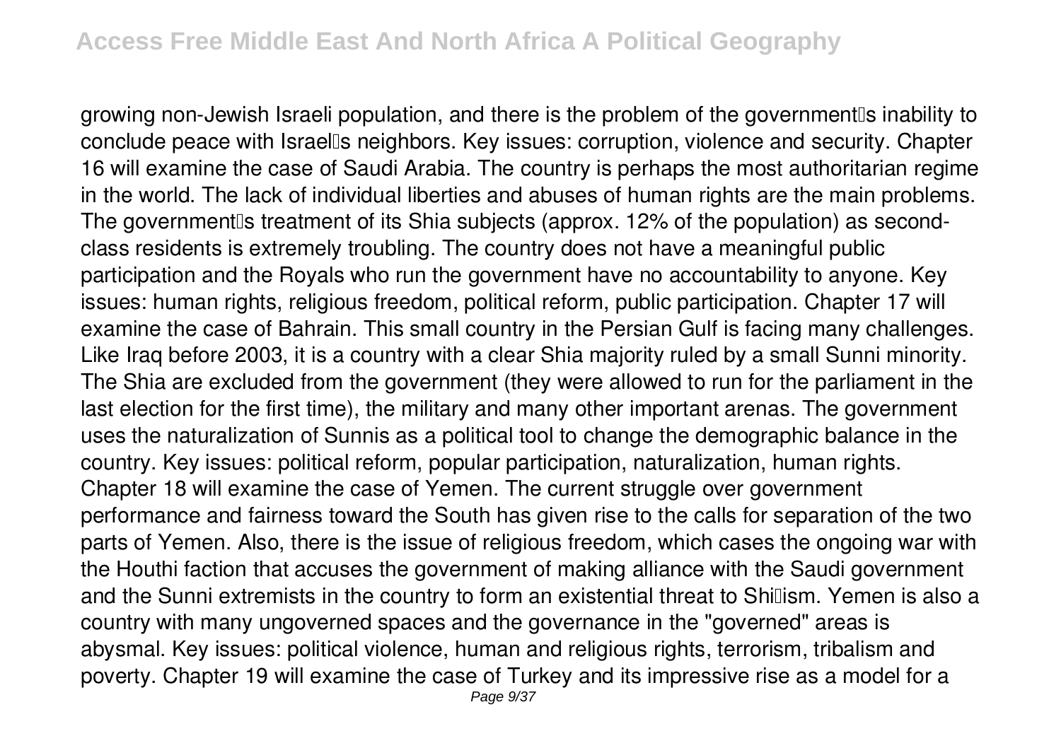growing non-Jewish Israeli population, and there is the problem of the government's inability to conclude peace with Israel's neighbors. Key issues: corruption, violence and security. Chapter 16 will examine the case of Saudi Arabia. The country is perhaps the most authoritarian regime in the world. The lack of individual liberties and abuses of human rights are the main problems. The government's treatment of its Shia subjects (approx. 12% of the population) as second-class residents is extremely troubling. The country does not have a meaningful public participation and the Royals who run the government have no accountability to anyone. Key issues: human rights, religious freedom, political reform, public participation. Chapter 17 will examine the case of Bahrain. This small country in the Persian Gulf is facing many challenges. Like Iraq before 2003, it is a country with a clear Shia majority ruled by a small Sunni minority. The Shia are excluded from the government (they were allowed to run for the parliament in the last election for the first time), the military and many other important arenas. The government uses the naturalization of Sunnis as a political tool to change the demographic balance in the country. Key issues: political reform, popular participation, naturalization, human rights. Chapter 18 will examine the case of Yemen. The current struggle over government performance and fairness toward the South has given rise to the calls for separation of the two parts of Yemen. Also, there is the issue of religious freedom, which cases the ongoing war with the Houthi faction that accuses the government of making alliance with the Saudi government and the Sunni extremists in the country to form an existential threat to Shi'ism. Yemen is also a country with many ungoverned spaces and the governance in the "governed" areas is abysmal. Key issues: political violence, human and religious rights, terrorism, tribalism and poverty. Chapter 19 will examine the case of Turkey and its impressive rise as a model for a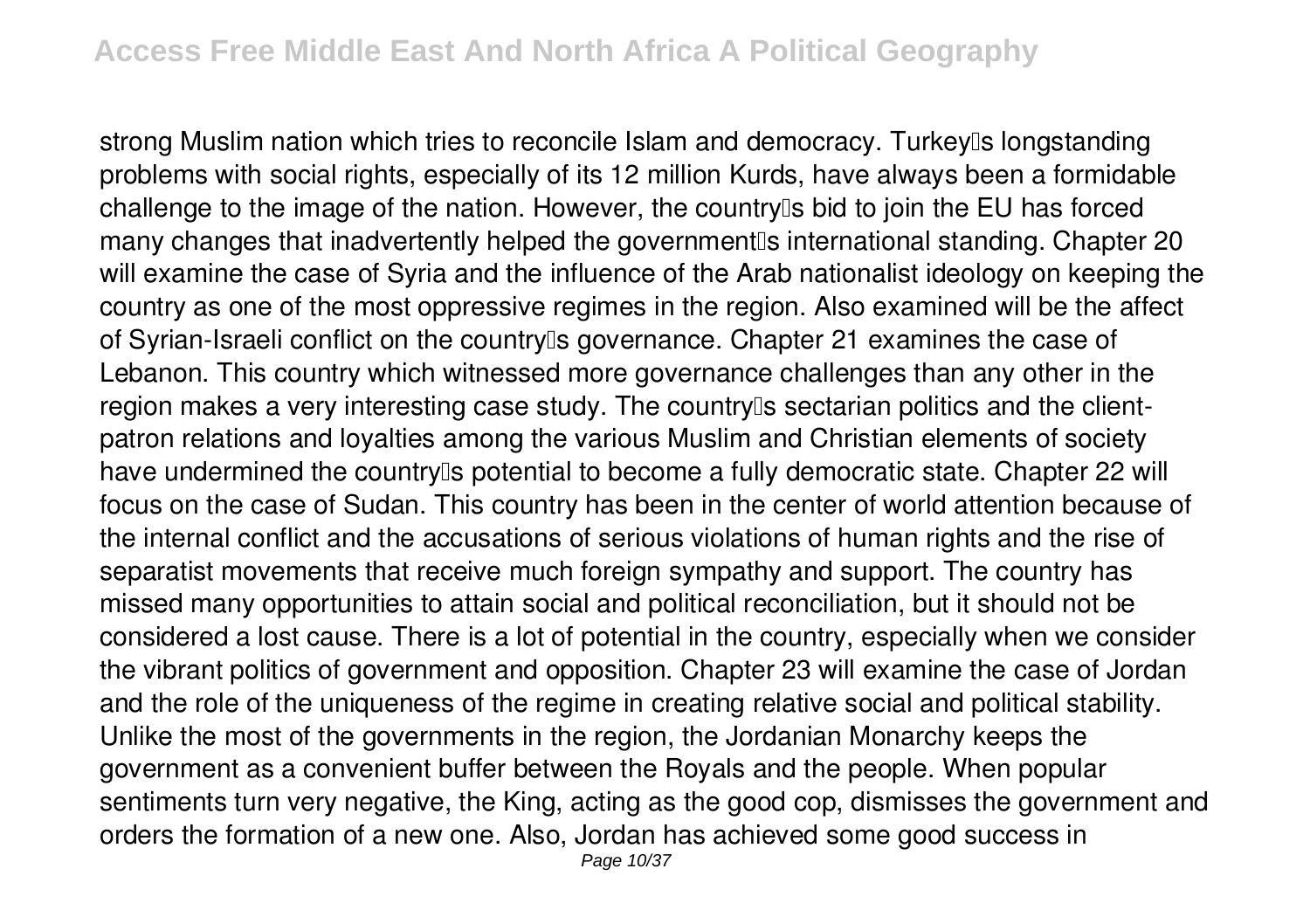strong Muslim nation which tries to reconcile Islam and democracy. Turkey's longstanding problems with social rights, especially of its 12 million Kurds, have always been a formidable challenge to the image of the nation. However, the country's bid to join the EU has forced many changes that inadvertently helped the government's international standing. Chapter 20 will examine the case of Syria and the influence of the Arab nationalist ideology on keeping the country as one of the most oppressive regimes in the region. Also examined will be the affect of Syrian-Israeli conflict on the country's governance. Chapter 21 examines the case of Lebanon. This country which witnessed more governance challenges than any other in the region makes a very interesting case study. The country's sectarian politics and the client-patron relations and loyalties among the various Muslim and Christian elements of society have undermined the country's potential to become a fully democratic state. Chapter 22 will focus on the case of Sudan. This country has been in the center of world attention because of the internal conflict and the accusations of serious violations of human rights and the rise of separatist movements that receive much foreign sympathy and support. The country has missed many opportunities to attain social and political reconciliation, but it should not be considered a lost cause. There is a lot of potential in the country, especially when we consider the vibrant politics of government and opposition. Chapter 23 will examine the case of Jordan and the role of the uniqueness of the regime in creating relative social and political stability. Unlike the most of the governments in the region, the Jordanian Monarchy keeps the government as a convenient buffer between the Royals and the people. When popular sentiments turn very negative, the King, acting as the good cop, dismisses the government and orders the formation of a new one. Also, Jordan has achieved some good success in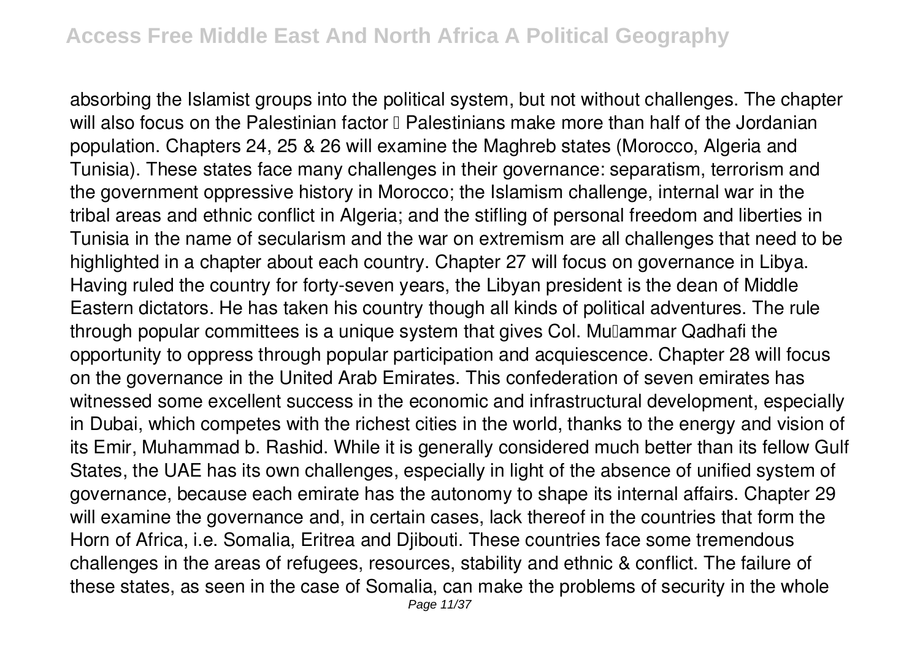absorbing the Islamist groups into the political system, but not without challenges. The chapter will also focus on the Palestinian factor  Palestinians make more than half of the Jordanian population. Chapters 24, 25 & 26 will examine the Maghreb states (Morocco, Algeria and Tunisia). These states face many challenges in their governance: separatism, terrorism and the government oppressive history in Morocco; the Islamism challenge, internal war in the tribal areas and ethnic conflict in Algeria; and the stifling of personal freedom and liberties in Tunisia in the name of secularism and the war on extremism are all challenges that need to be highlighted in a chapter about each country. Chapter 27 will focus on governance in Libya. Having ruled the country for forty-seven years, the Libyan president is the dean of Middle Eastern dictators. He has taken his country though all kinds of political adventures. The rule through popular committees is a unique system that gives Col. Muammar Qadhafi the opportunity to oppress through popular participation and acquiescence. Chapter 28 will focus on the governance in the United Arab Emirates. This confederation of seven emirates has witnessed some excellent success in the economic and infrastructural development, especially in Dubai, which competes with the richest cities in the world, thanks to the energy and vision of its Emir, Muhammad b. Rashid. While it is generally considered much better than its fellow Gulf States, the UAE has its own challenges, especially in light of the absence of unified system of governance, because each emirate has the autonomy to shape its internal affairs. Chapter 29 will examine the governance and, in certain cases, lack thereof in the countries that form the Horn of Africa, i.e. Somalia, Eritrea and Djibouti. These countries face some tremendous challenges in the areas of refugees, resources, stability and ethnic & conflict. The failure of these states, as seen in the case of Somalia, can make the problems of security in the whole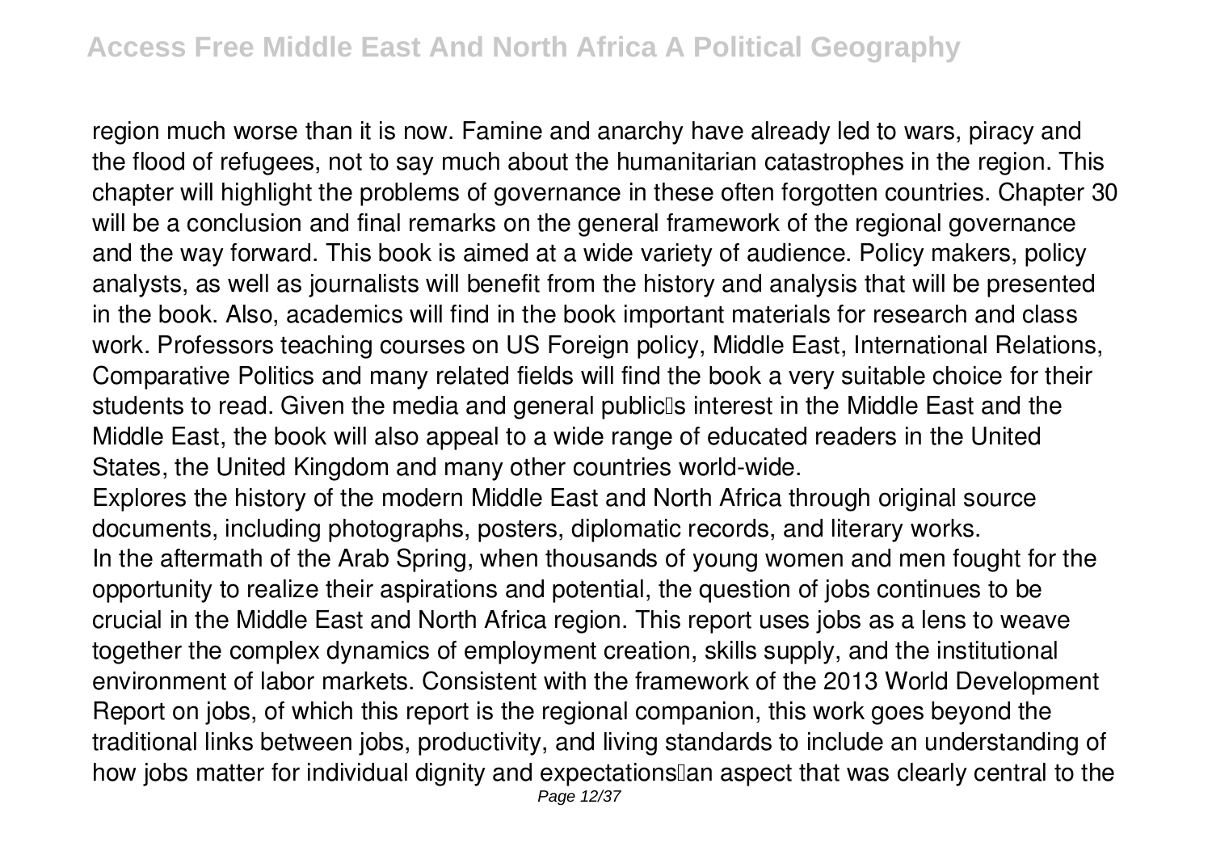region much worse than it is now. Famine and anarchy have already led to wars, piracy and the flood of refugees, not to say much about the humanitarian catastrophes in the region. This chapter will highlight the problems of governance in these often forgotten countries. Chapter 30 will be a conclusion and final remarks on the general framework of the regional governance and the way forward. This book is aimed at a wide variety of audience. Policy makers, policy analysts, as well as journalists will benefit from the history and analysis that will be presented in the book. Also, academics will find in the book important materials for research and class work. Professors teaching courses on US Foreign policy, Middle East, International Relations, Comparative Politics and many related fields will find the book a very suitable choice for their students to read. Given the media and general public's interest in the Middle East and the Middle East, the book will also appeal to a wide range of educated readers in the United States, the United Kingdom and many other countries world-wide.

Explores the history of the modern Middle East and North Africa through original source documents, including photographs, posters, diplomatic records, and literary works.

In the aftermath of the Arab Spring, when thousands of young women and men fought for the opportunity to realize their aspirations and potential, the question of jobs continues to be crucial in the Middle East and North Africa region. This report uses jobs as a lens to weave together the complex dynamics of employment creation, skills supply, and the institutional environment of labor markets. Consistent with the framework of the 2013 World Development Report on jobs, of which this report is the regional companion, this work goes beyond the traditional links between jobs, productivity, and living standards to include an understanding of how jobs matter for individual dignity and expectations—an aspect that was clearly central to the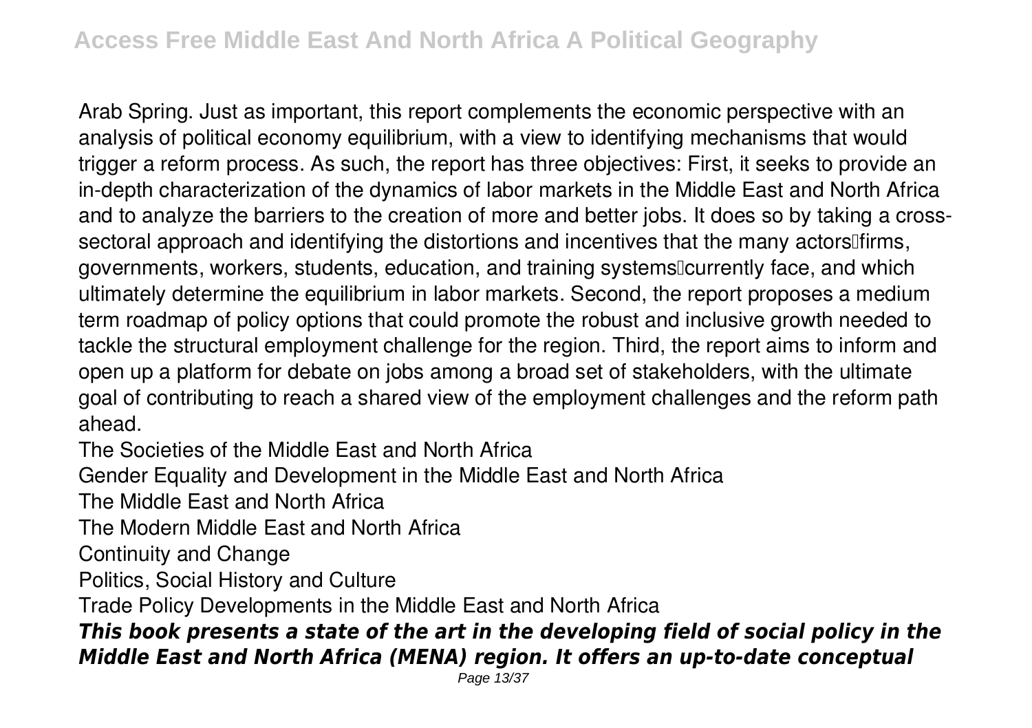Arab Spring. Just as important, this report complements the economic perspective with an analysis of political economy equilibrium, with a view to identifying mechanisms that would trigger a reform process. As such, the report has three objectives: First, it seeks to provide an in-depth characterization of the dynamics of labor markets in the Middle East and North Africa and to analyze the barriers to the creation of more and better jobs. It does so by taking a cross-sectoral approach and identifying the distortions and incentives that the many actors—firms, governments, workers, students, education, and training systems—currently face, and which ultimately determine the equilibrium in labor markets. Second, the report proposes a medium term roadmap of policy options that could promote the robust and inclusive growth needed to tackle the structural employment challenge for the region. Third, the report aims to inform and open up a platform for debate on jobs among a broad set of stakeholders, with the ultimate goal of contributing to reach a shared view of the employment challenges and the reform path ahead.

The Societies of the Middle East and North Africa

Gender Equality and Development in the Middle East and North Africa

The Middle East and North Africa

The Modern Middle East and North Africa

Continuity and Change

Politics, Social History and Culture

Trade Policy Developments in the Middle East and North Africa

***This book presents a state of the art in the developing field of social policy in the Middle East and North Africa (MENA) region. It offers an up-to-date conceptual***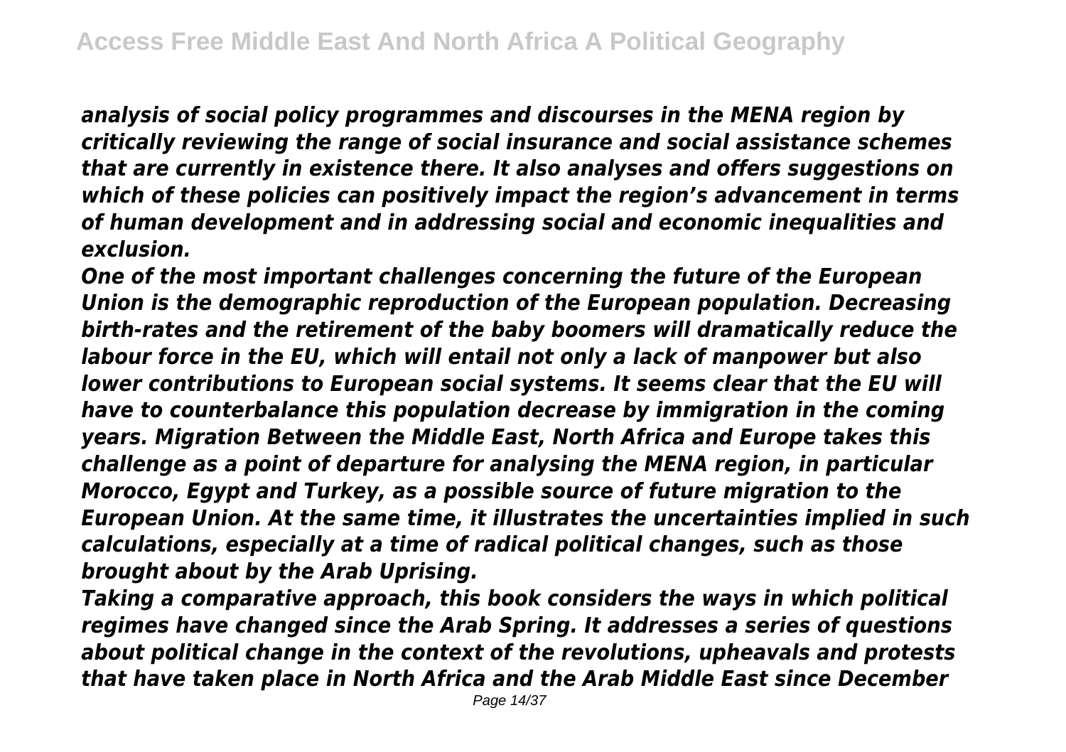*analysis of social policy programmes and discourses in the MENA region by critically reviewing the range of social insurance and social assistance schemes that are currently in existence there. It also analyses and offers suggestions on which of these policies can positively impact the region's advancement in terms of human development and in addressing social and economic inequalities and exclusion.*

*One of the most important challenges concerning the future of the European Union is the demographic reproduction of the European population. Decreasing birth-rates and the retirement of the baby boomers will dramatically reduce the labour force in the EU, which will entail not only a lack of manpower but also lower contributions to European social systems. It seems clear that the EU will have to counterbalance this population decrease by immigration in the coming years. Migration Between the Middle East, North Africa and Europe takes this challenge as a point of departure for analysing the MENA region, in particular Morocco, Egypt and Turkey, as a possible source of future migration to the European Union. At the same time, it illustrates the uncertainties implied in such calculations, especially at a time of radical political changes, such as those brought about by the Arab Uprising.*

*Taking a comparative approach, this book considers the ways in which political regimes have changed since the Arab Spring. It addresses a series of questions about political change in the context of the revolutions, upheavals and protests that have taken place in North Africa and the Arab Middle East since December*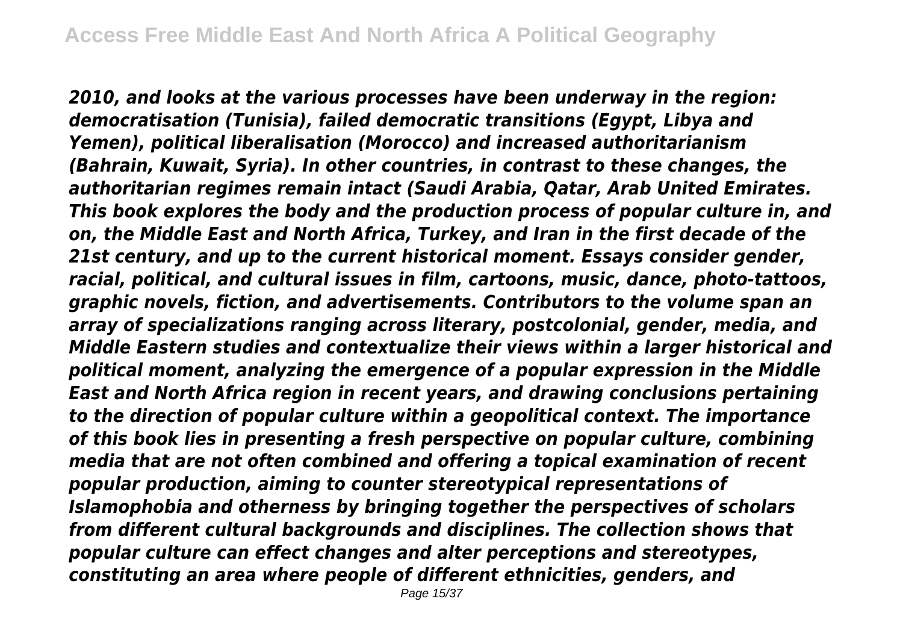*2010, and looks at the various processes have been underway in the region: democratisation (Tunisia), failed democratic transitions (Egypt, Libya and Yemen), political liberalisation (Morocco) and increased authoritarianism (Bahrain, Kuwait, Syria). In other countries, in contrast to these changes, the authoritarian regimes remain intact (Saudi Arabia, Qatar, Arab United Emirates. This book explores the body and the production process of popular culture in, and on, the Middle East and North Africa, Turkey, and Iran in the first decade of the 21st century, and up to the current historical moment. Essays consider gender, racial, political, and cultural issues in film, cartoons, music, dance, photo-tattoos, graphic novels, fiction, and advertisements. Contributors to the volume span an array of specializations ranging across literary, postcolonial, gender, media, and Middle Eastern studies and contextualize their views within a larger historical and political moment, analyzing the emergence of a popular expression in the Middle East and North Africa region in recent years, and drawing conclusions pertaining to the direction of popular culture within a geopolitical context. The importance of this book lies in presenting a fresh perspective on popular culture, combining media that are not often combined and offering a topical examination of recent popular production, aiming to counter stereotypical representations of Islamophobia and otherness by bringing together the perspectives of scholars from different cultural backgrounds and disciplines. The collection shows that popular culture can effect changes and alter perceptions and stereotypes, constituting an area where people of different ethnicities, genders, and*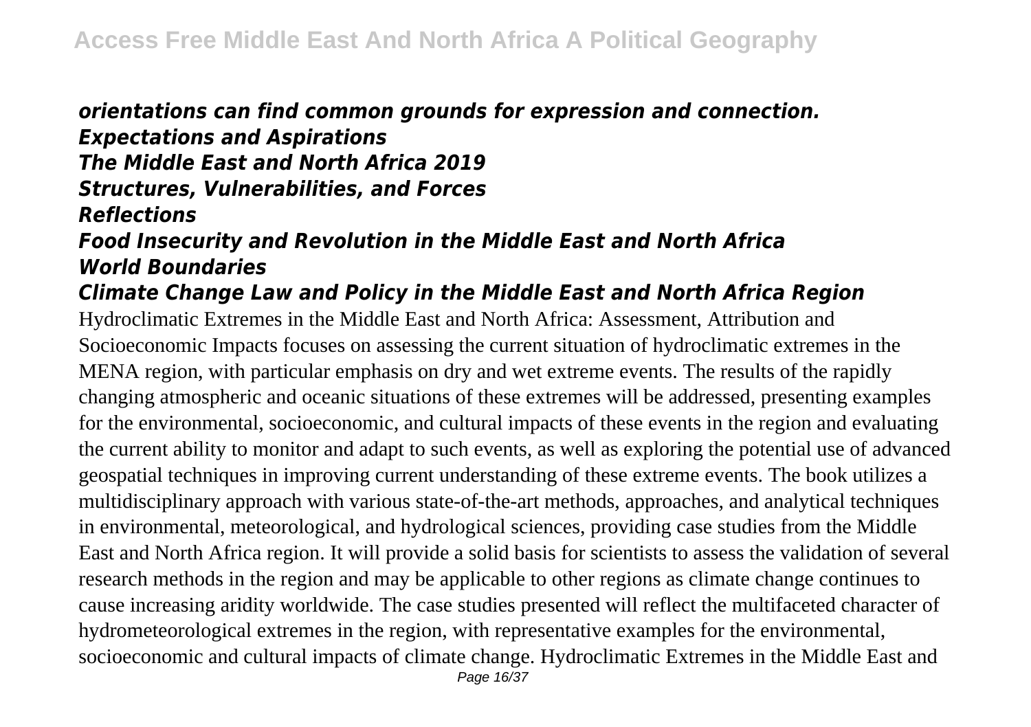***orientations can find common grounds for expression and connection.***
***Expectations and Aspirations***
***The Middle East and North Africa 2019***
***Structures, Vulnerabilities, and Forces***
***Reflections***
***Food Insecurity and Revolution in the Middle East and North Africa***
***World Boundaries***
***Climate Change Law and Policy in the Middle East and North Africa Region***

Hydroclimatic Extremes in the Middle East and North Africa: Assessment, Attribution and Socioeconomic Impacts focuses on assessing the current situation of hydroclimatic extremes in the MENA region, with particular emphasis on dry and wet extreme events. The results of the rapidly changing atmospheric and oceanic situations of these extremes will be addressed, presenting examples for the environmental, socioeconomic, and cultural impacts of these events in the region and evaluating the current ability to monitor and adapt to such events, as well as exploring the potential use of advanced geospatial techniques in improving current understanding of these extreme events. The book utilizes a multidisciplinary approach with various state-of-the-art methods, approaches, and analytical techniques in environmental, meteorological, and hydrological sciences, providing case studies from the Middle East and North Africa region. It will provide a solid basis for scientists to assess the validation of several research methods in the region and may be applicable to other regions as climate change continues to cause increasing aridity worldwide. The case studies presented will reflect the multifaceted character of hydrometeorological extremes in the region, with representative examples for the environmental, socioeconomic and cultural impacts of climate change. Hydroclimatic Extremes in the Middle East and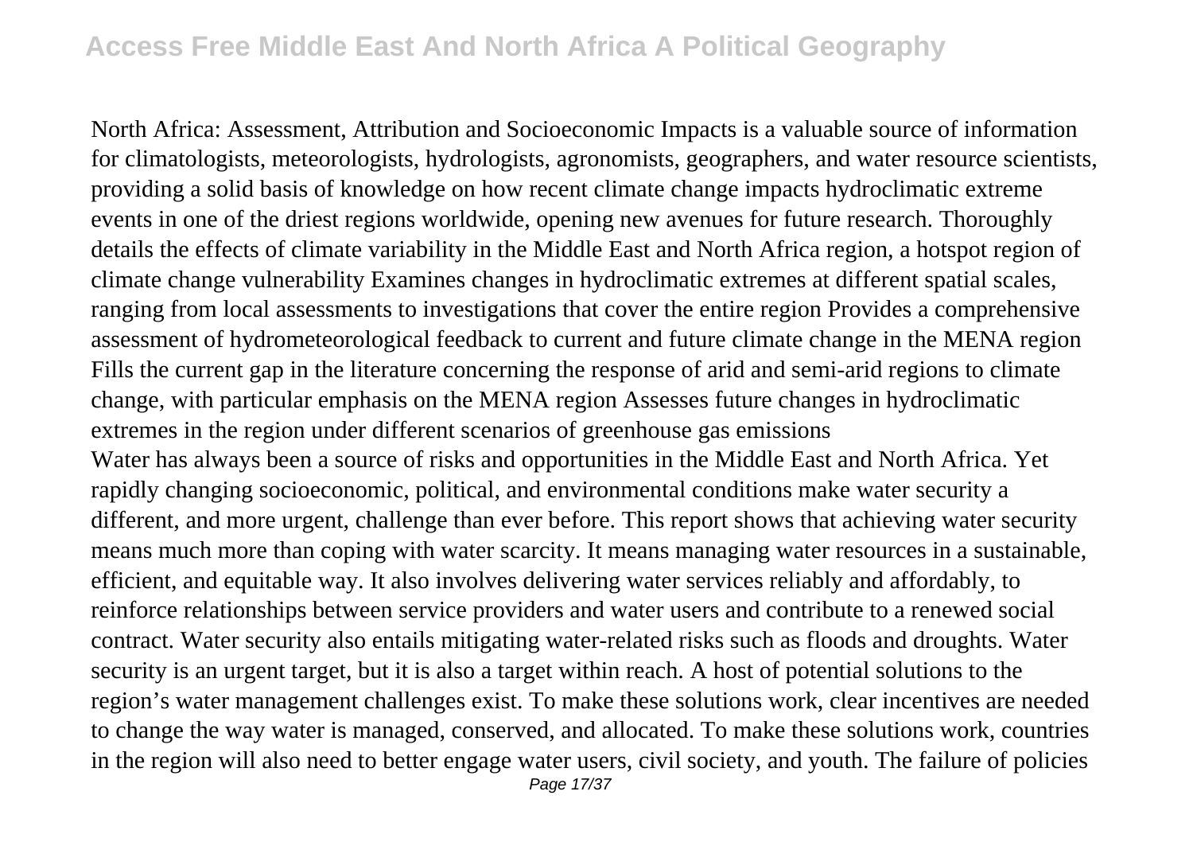North Africa: Assessment, Attribution and Socioeconomic Impacts is a valuable source of information for climatologists, meteorologists, hydrologists, agronomists, geographers, and water resource scientists, providing a solid basis of knowledge on how recent climate change impacts hydroclimatic extreme events in one of the driest regions worldwide, opening new avenues for future research. Thoroughly details the effects of climate variability in the Middle East and North Africa region, a hotspot region of climate change vulnerability Examines changes in hydroclimatic extremes at different spatial scales, ranging from local assessments to investigations that cover the entire region Provides a comprehensive assessment of hydrometeorological feedback to current and future climate change in the MENA region Fills the current gap in the literature concerning the response of arid and semi-arid regions to climate change, with particular emphasis on the MENA region Assesses future changes in hydroclimatic extremes in the region under different scenarios of greenhouse gas emissions

Water has always been a source of risks and opportunities in the Middle East and North Africa. Yet rapidly changing socioeconomic, political, and environmental conditions make water security a different, and more urgent, challenge than ever before. This report shows that achieving water security means much more than coping with water scarcity. It means managing water resources in a sustainable, efficient, and equitable way. It also involves delivering water services reliably and affordably, to reinforce relationships between service providers and water users and contribute to a renewed social contract. Water security also entails mitigating water-related risks such as floods and droughts. Water security is an urgent target, but it is also a target within reach. A host of potential solutions to the region's water management challenges exist. To make these solutions work, clear incentives are needed to change the way water is managed, conserved, and allocated. To make these solutions work, countries in the region will also need to better engage water users, civil society, and youth. The failure of policies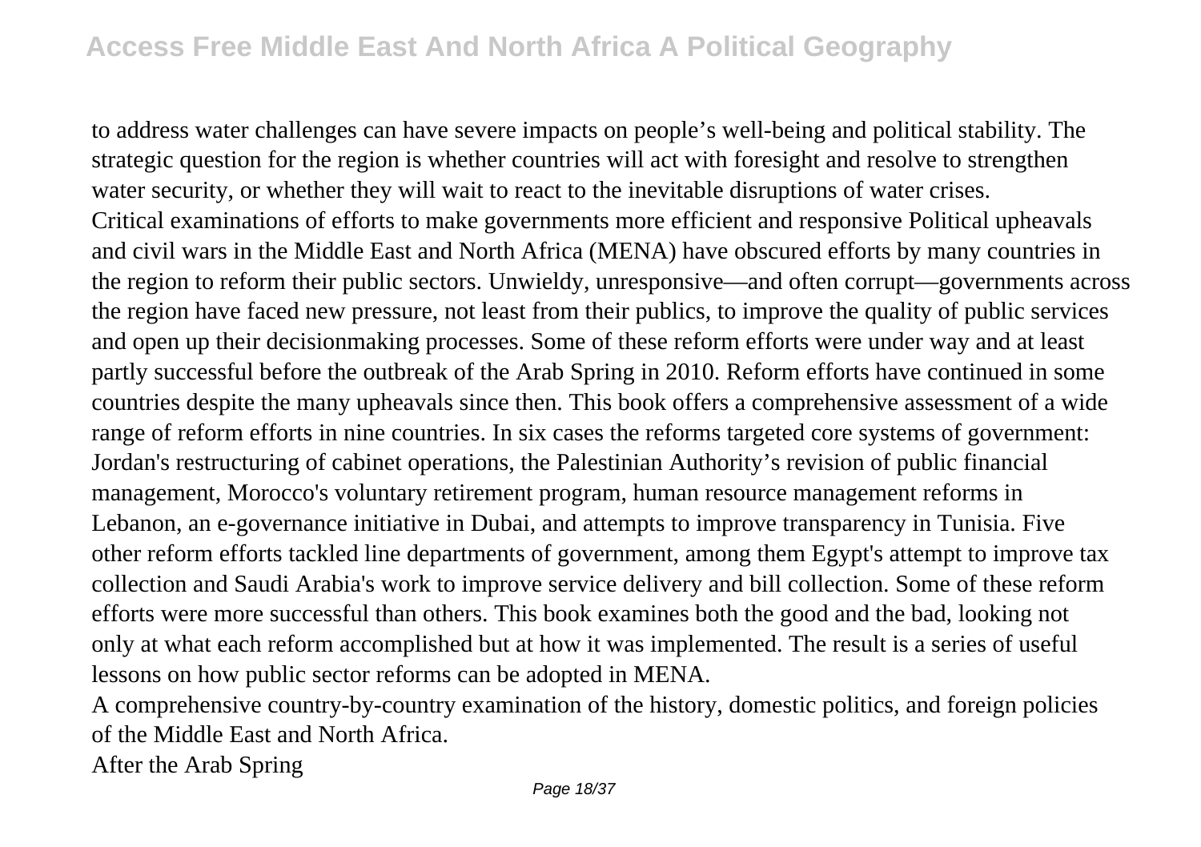to address water challenges can have severe impacts on people's well-being and political stability. The strategic question for the region is whether countries will act with foresight and resolve to strengthen water security, or whether they will wait to react to the inevitable disruptions of water crises.

Critical examinations of efforts to make governments more efficient and responsive Political upheavals and civil wars in the Middle East and North Africa (MENA) have obscured efforts by many countries in the region to reform their public sectors. Unwieldy, unresponsive—and often corrupt—governments across the region have faced new pressure, not least from their publics, to improve the quality of public services and open up their decisionmaking processes. Some of these reform efforts were under way and at least partly successful before the outbreak of the Arab Spring in 2010. Reform efforts have continued in some countries despite the many upheavals since then. This book offers a comprehensive assessment of a wide range of reform efforts in nine countries. In six cases the reforms targeted core systems of government: Jordan's restructuring of cabinet operations, the Palestinian Authority's revision of public financial management, Morocco's voluntary retirement program, human resource management reforms in Lebanon, an e-governance initiative in Dubai, and attempts to improve transparency in Tunisia. Five other reform efforts tackled line departments of government, among them Egypt's attempt to improve tax collection and Saudi Arabia's work to improve service delivery and bill collection. Some of these reform efforts were more successful than others. This book examines both the good and the bad, looking not only at what each reform accomplished but at how it was implemented. The result is a series of useful lessons on how public sector reforms can be adopted in MENA.

A comprehensive country-by-country examination of the history, domestic politics, and foreign policies of the Middle East and North Africa.

After the Arab Spring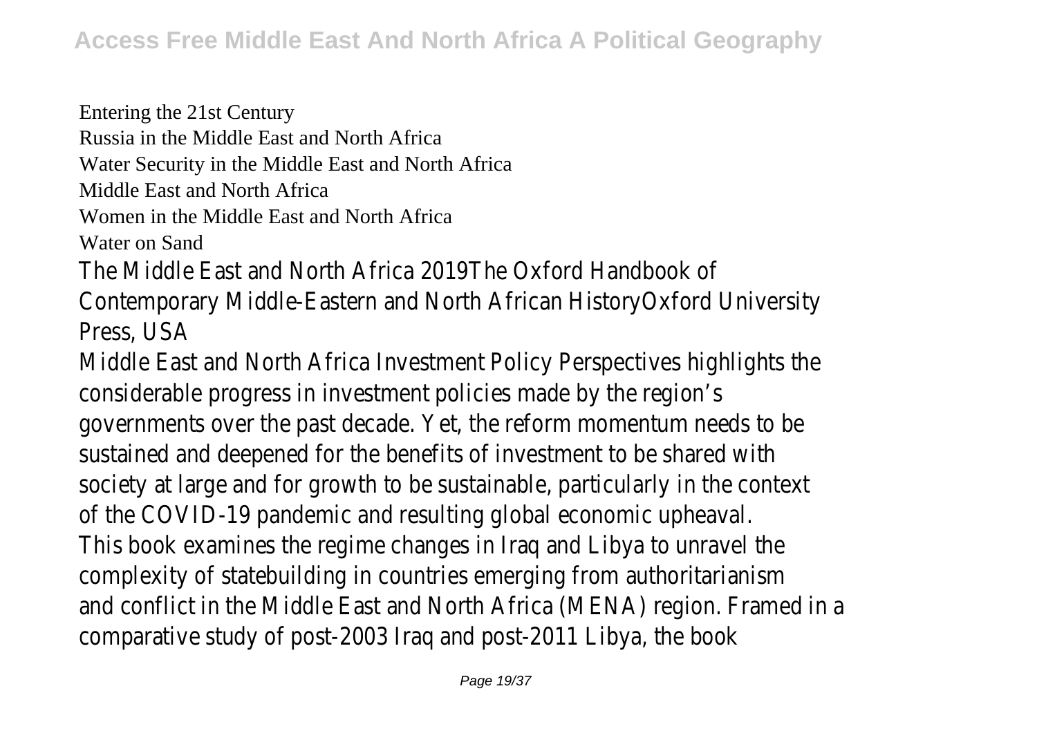Entering the 21st Century
Russia in the Middle East and North Africa
Water Security in the Middle East and North Africa
Middle East and North Africa
Women in the Middle East and North Africa
Water on Sand

The Middle East and North Africa 2019The Oxford Handbook of Contemporary Middle-Eastern and North African HistoryOxford University Press, USA

Middle East and North Africa Investment Policy Perspectives highlights the considerable progress in investment policies made by the region's governments over the past decade. Yet, the reform momentum needs to be sustained and deepened for the benefits of investment to be shared with society at large and for growth to be sustainable, particularly in the context of the COVID-19 pandemic and resulting global economic upheaval.

This book examines the regime changes in Iraq and Libya to unravel the complexity of statebuilding in countries emerging from authoritarianism and conflict in the Middle East and North Africa (MENA) region. Framed in a comparative study of post-2003 Iraq and post-2011 Libya, the book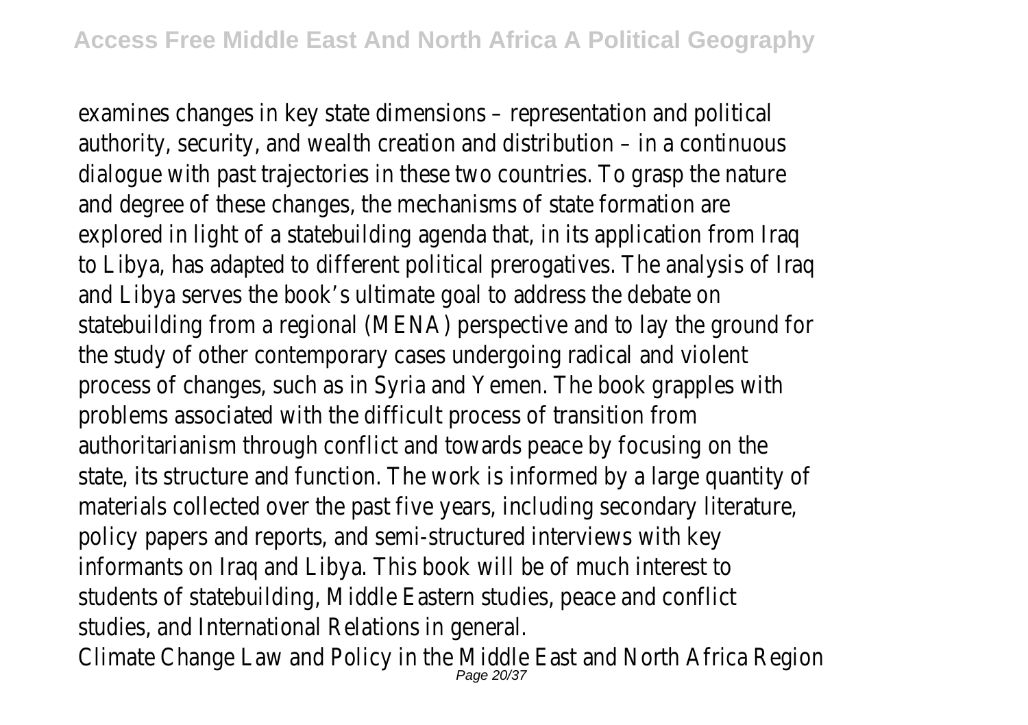examines changes in key state dimensions – representation and political authority, security, and wealth creation and distribution – in a continuous dialogue with past trajectories in these two countries. To grasp the nature and degree of these changes, the mechanisms of state formation are explored in light of a statebuilding agenda that, in its application from Iraq to Libya, has adapted to different political prerogatives. The analysis of Iraq and Libya serves the book's ultimate goal to address the debate on statebuilding from a regional (MENA) perspective and to lay the ground for the study of other contemporary cases undergoing radical and violent process of changes, such as in Syria and Yemen. The book grapples with problems associated with the difficult process of transition from authoritarianism through conflict and towards peace by focusing on the state, its structure and function. The work is informed by a large quantity of materials collected over the past five years, including secondary literature, policy papers and reports, and semi-structured interviews with key informants on Iraq and Libya. This book will be of much interest to students of statebuilding, Middle Eastern studies, peace and conflict studies, and International Relations in general.

Climate Change Law and Policy in the Middle East and North Africa Region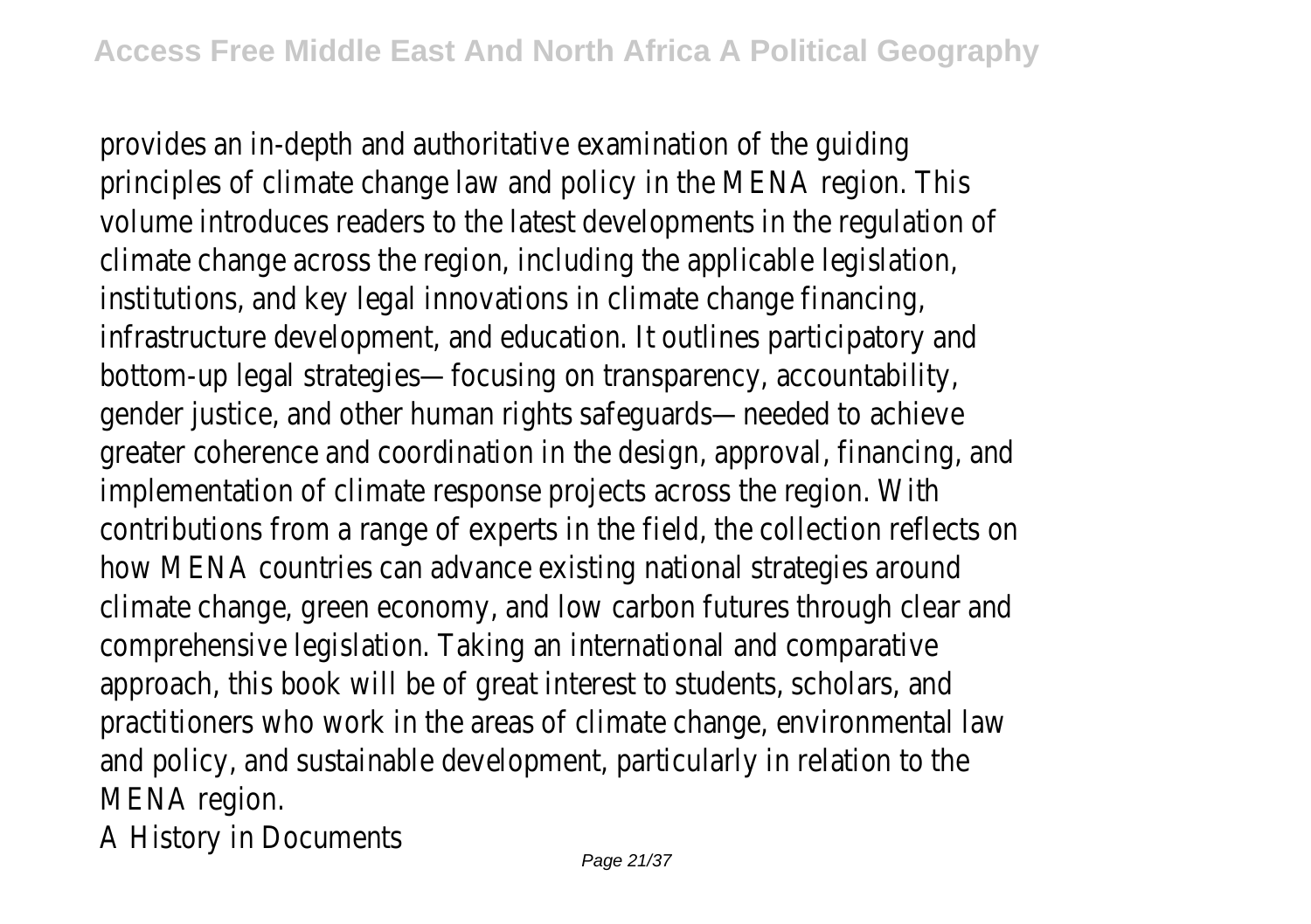provides an in-depth and authoritative examination of the guiding principles of climate change law and policy in the MENA region. This volume introduces readers to the latest developments in the regulation of climate change across the region, including the applicable legislation, institutions, and key legal innovations in climate change financing, infrastructure development, and education. It outlines participatory and bottom-up legal strategies—focusing on transparency, accountability, gender justice, and other human rights safeguards—needed to achieve greater coherence and coordination in the design, approval, financing, and implementation of climate response projects across the region. With contributions from a range of experts in the field, the collection reflects on how MENA countries can advance existing national strategies around climate change, green economy, and low carbon futures through clear and comprehensive legislation. Taking an international and comparative approach, this book will be of great interest to students, scholars, and practitioners who work in the areas of climate change, environmental law and policy, and sustainable development, particularly in relation to the MENA region.

A History in Documents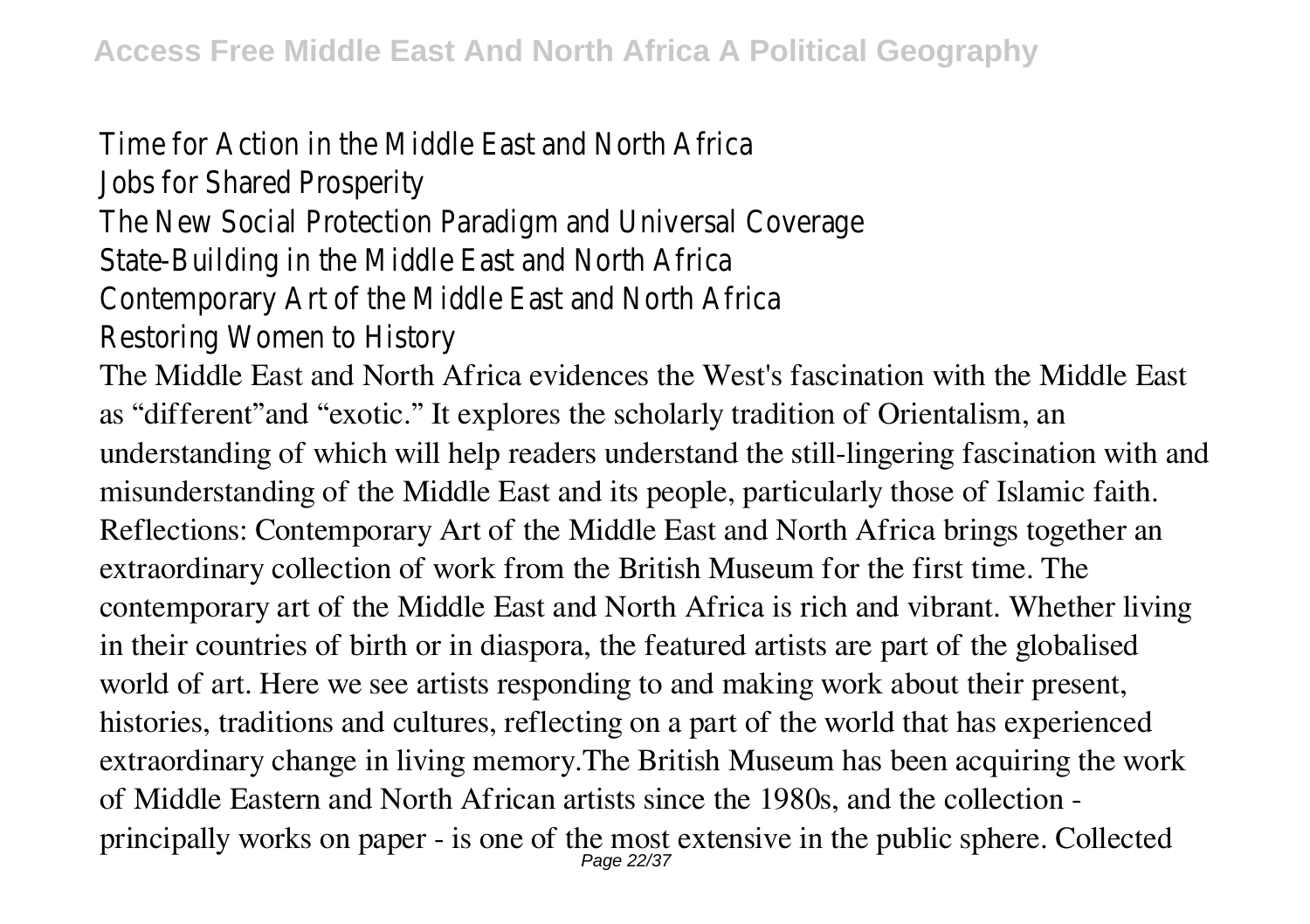Time for Action in the Middle East and North Africa
Jobs for Shared Prosperity
The New Social Protection Paradigm and Universal Coverage
State-Building in the Middle East and North Africa
Contemporary Art of the Middle East and North Africa
Restoring Women to History

The Middle East and North Africa evidences the West's fascination with the Middle East as "different"and "exotic." It explores the scholarly tradition of Orientalism, an understanding of which will help readers understand the still-lingering fascination with and misunderstanding of the Middle East and its people, particularly those of Islamic faith. Reflections: Contemporary Art of the Middle East and North Africa brings together an extraordinary collection of work from the British Museum for the first time. The contemporary art of the Middle East and North Africa is rich and vibrant. Whether living in their countries of birth or in diaspora, the featured artists are part of the globalised world of art. Here we see artists responding to and making work about their present, histories, traditions and cultures, reflecting on a part of the world that has experienced extraordinary change in living memory.The British Museum has been acquiring the work of Middle Eastern and North African artists since the 1980s, and the collection - principally works on paper - is one of the most extensive in the public sphere. Collected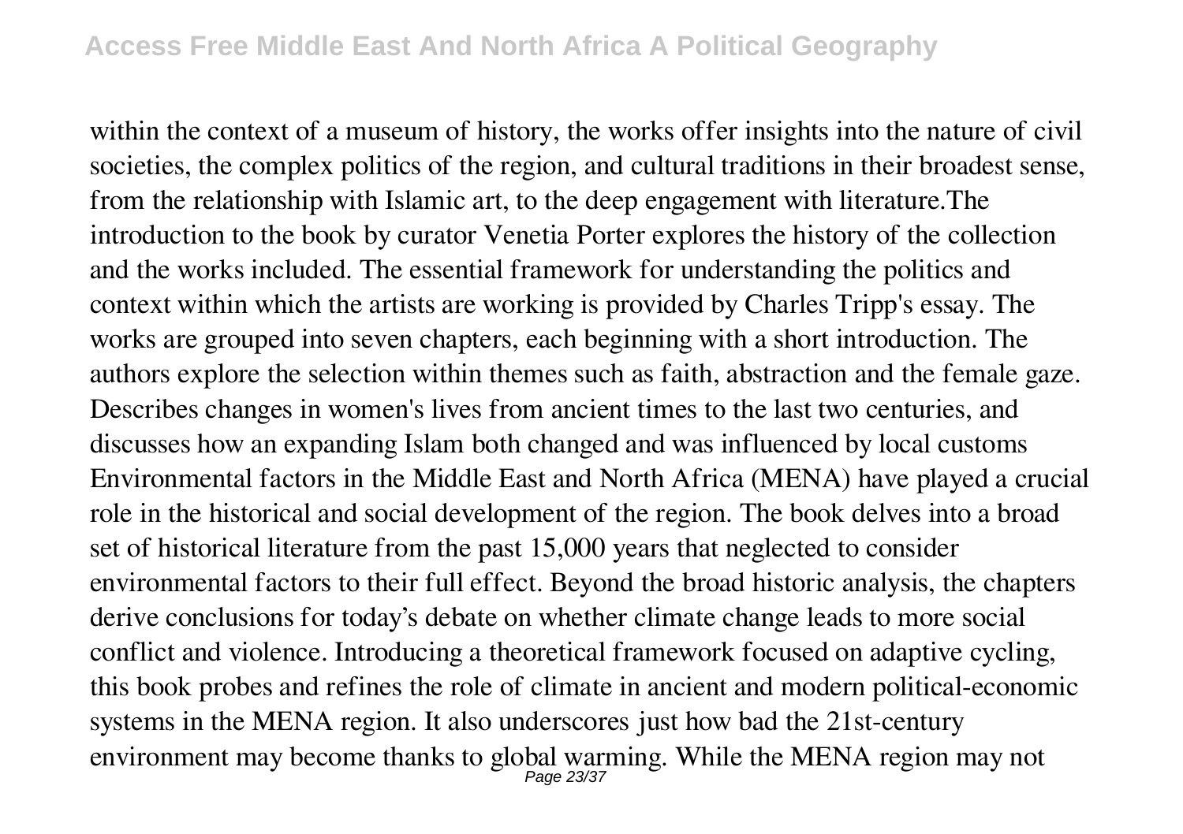within the context of a museum of history, the works offer insights into the nature of civil societies, the complex politics of the region, and cultural traditions in their broadest sense, from the relationship with Islamic art, to the deep engagement with literature.The introduction to the book by curator Venetia Porter explores the history of the collection and the works included. The essential framework for understanding the politics and context within which the artists are working is provided by Charles Tripp's essay. The works are grouped into seven chapters, each beginning with a short introduction. The authors explore the selection within themes such as faith, abstraction and the female gaze.
Describes changes in women's lives from ancient times to the last two centuries, and discusses how an expanding Islam both changed and was influenced by local customs
Environmental factors in the Middle East and North Africa (MENA) have played a crucial role in the historical and social development of the region. The book delves into a broad set of historical literature from the past 15,000 years that neglected to consider environmental factors to their full effect. Beyond the broad historic analysis, the chapters derive conclusions for today's debate on whether climate change leads to more social conflict and violence. Introducing a theoretical framework focused on adaptive cycling, this book probes and refines the role of climate in ancient and modern political-economic systems in the MENA region. It also underscores just how bad the 21st-century environment may become thanks to global warming. While the MENA region may not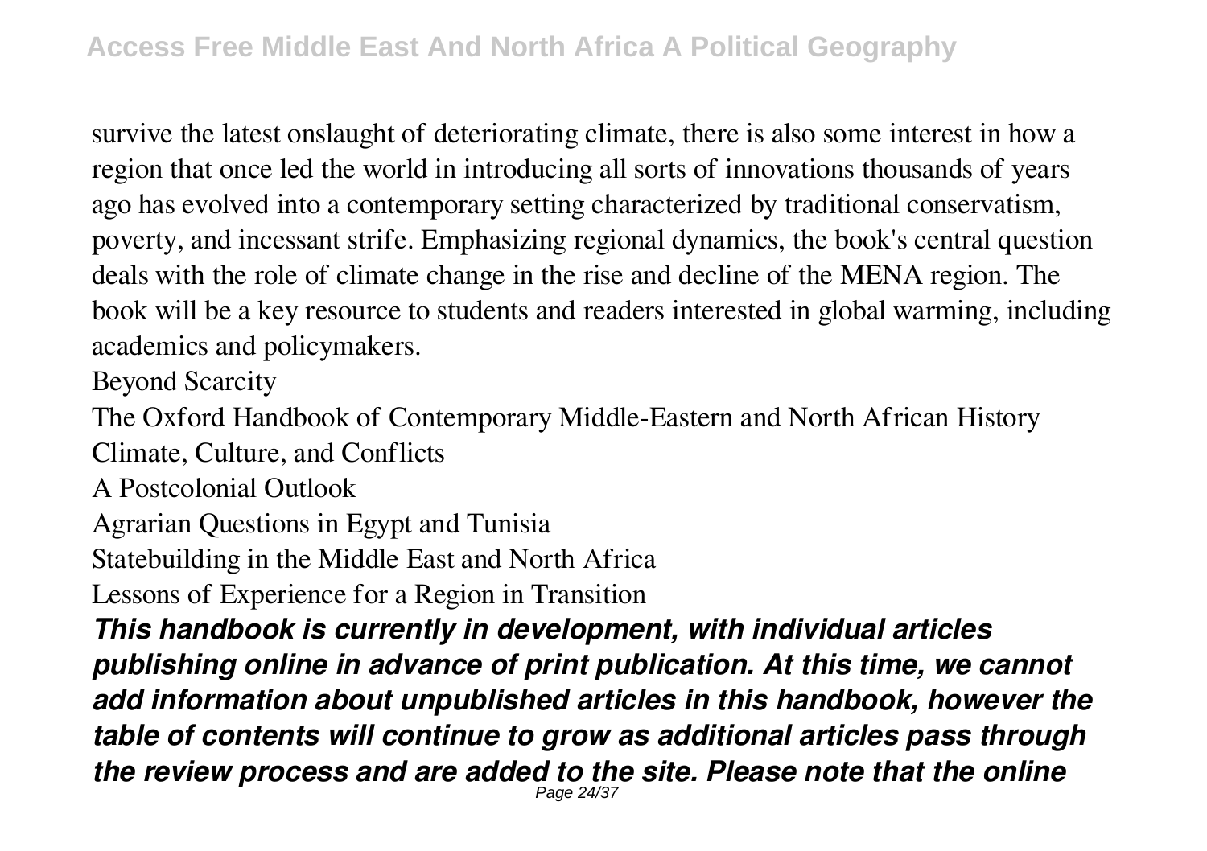survive the latest onslaught of deteriorating climate, there is also some interest in how a region that once led the world in introducing all sorts of innovations thousands of years ago has evolved into a contemporary setting characterized by traditional conservatism, poverty, and incessant strife. Emphasizing regional dynamics, the book's central question deals with the role of climate change in the rise and decline of the MENA region. The book will be a key resource to students and readers interested in global warming, including academics and policymakers.

Beyond Scarcity

The Oxford Handbook of Contemporary Middle-Eastern and North African History

Climate, Culture, and Conflicts

A Postcolonial Outlook

Agrarian Questions in Egypt and Tunisia

Statebuilding in the Middle East and North Africa

Lessons of Experience for a Region in Transition

***This handbook is currently in development, with individual articles publishing online in advance of print publication. At this time, we cannot add information about unpublished articles in this handbook, however the table of contents will continue to grow as additional articles pass through the review process and are added to the site. Please note that the online***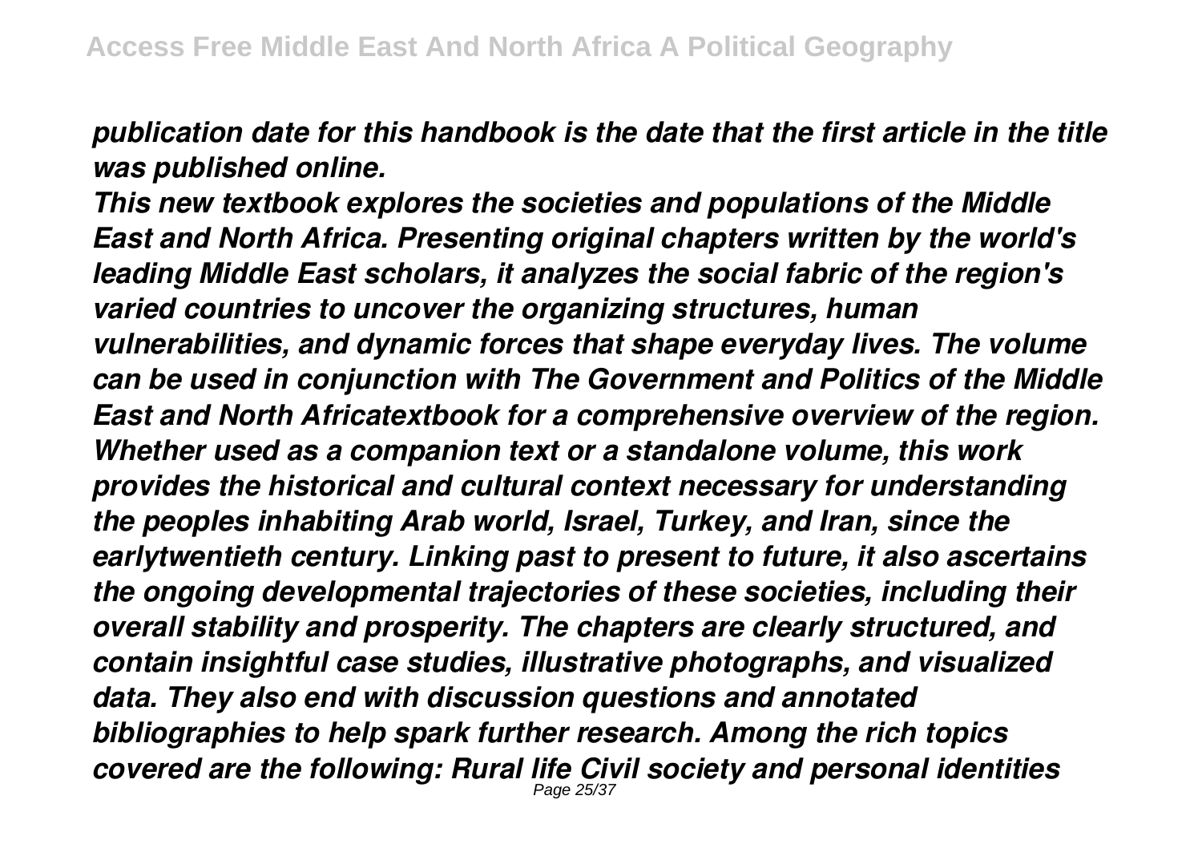*publication date for this handbook is the date that the first article in the title was published online.*

*This new textbook explores the societies and populations of the Middle East and North Africa. Presenting original chapters written by the world's leading Middle East scholars, it analyzes the social fabric of the region's varied countries to uncover the organizing structures, human vulnerabilities, and dynamic forces that shape everyday lives. The volume can be used in conjunction with The Government and Politics of the Middle East and North Africatextbook for a comprehensive overview of the region. Whether used as a companion text or a standalone volume, this work provides the historical and cultural context necessary for understanding the peoples inhabiting Arab world, Israel, Turkey, and Iran, since the earlytwentieth century. Linking past to present to future, it also ascertains the ongoing developmental trajectories of these societies, including their overall stability and prosperity. The chapters are clearly structured, and contain insightful case studies, illustrative photographs, and visualized data. They also end with discussion questions and annotated bibliographies to help spark further research. Among the rich topics covered are the following: Rural life Civil society and personal identities*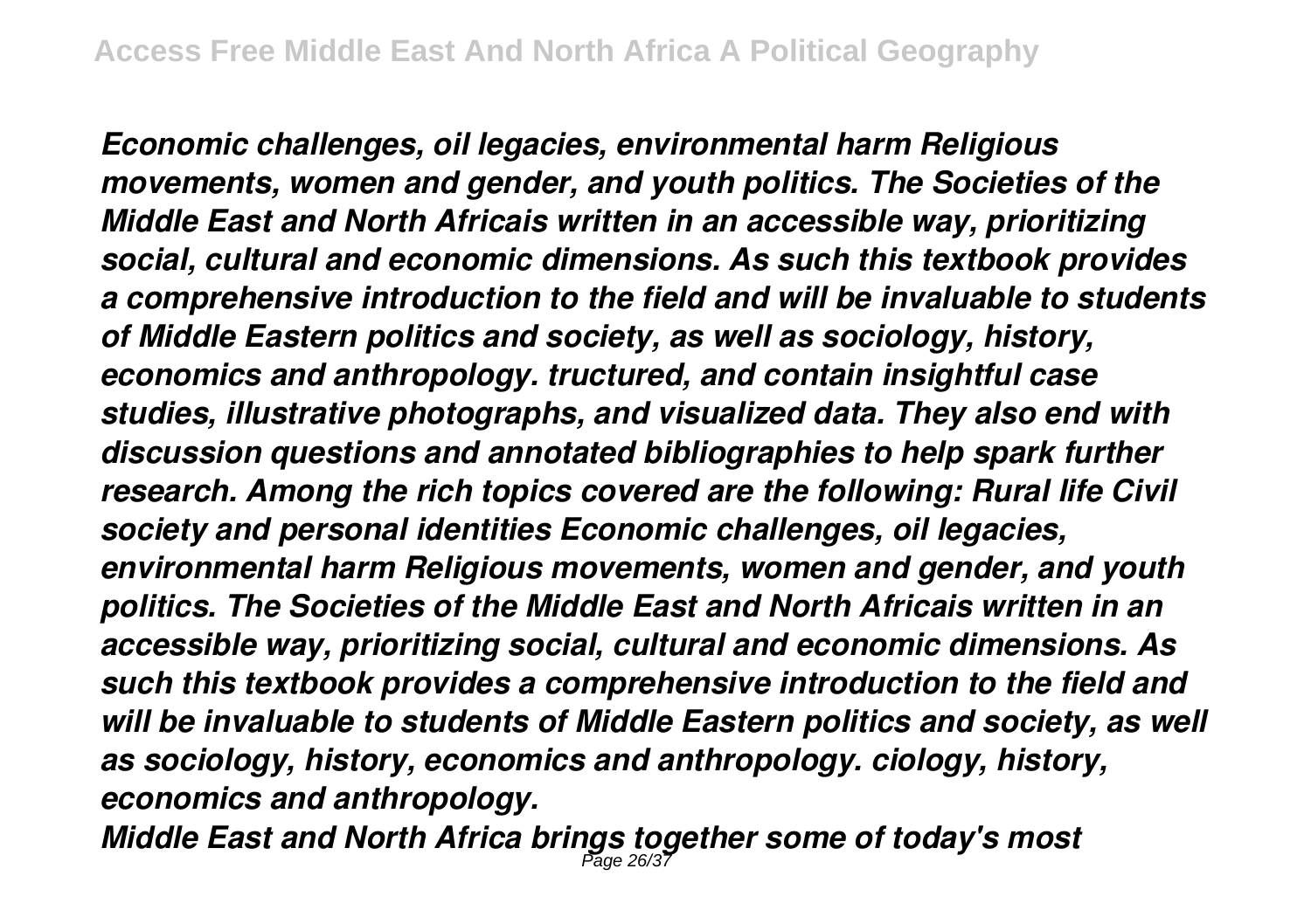*Economic challenges, oil legacies, environmental harm Religious movements, women and gender, and youth politics. The Societies of the Middle East and North Africais written in an accessible way, prioritizing social, cultural and economic dimensions. As such this textbook provides a comprehensive introduction to the field and will be invaluable to students of Middle Eastern politics and society, as well as sociology, history, economics and anthropology. tructured, and contain insightful case studies, illustrative photographs, and visualized data. They also end with discussion questions and annotated bibliographies to help spark further research. Among the rich topics covered are the following: Rural life Civil society and personal identities Economic challenges, oil legacies, environmental harm Religious movements, women and gender, and youth politics. The Societies of the Middle East and North Africais written in an accessible way, prioritizing social, cultural and economic dimensions. As such this textbook provides a comprehensive introduction to the field and will be invaluable to students of Middle Eastern politics and society, as well as sociology, history, economics and anthropology. ciology, history, economics and anthropology.*

*Middle East and North Africa brings together some of today's most*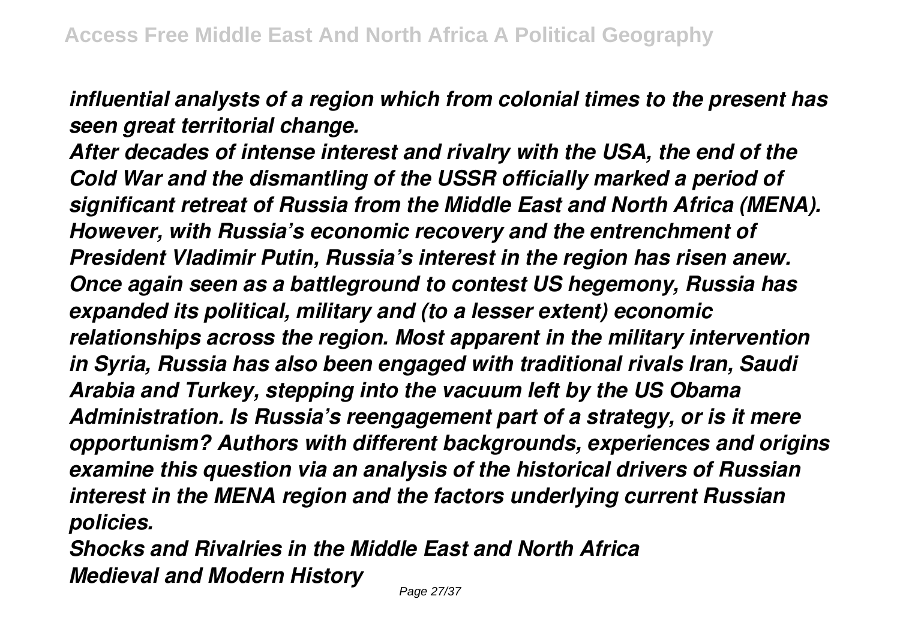*influential analysts of a region which from colonial times to the present has seen great territorial change.*

*After decades of intense interest and rivalry with the USA, the end of the Cold War and the dismantling of the USSR officially marked a period of significant retreat of Russia from the Middle East and North Africa (MENA). However, with Russia's economic recovery and the entrenchment of President Vladimir Putin, Russia's interest in the region has risen anew. Once again seen as a battleground to contest US hegemony, Russia has expanded its political, military and (to a lesser extent) economic relationships across the region. Most apparent in the military intervention in Syria, Russia has also been engaged with traditional rivals Iran, Saudi Arabia and Turkey, stepping into the vacuum left by the US Obama Administration. Is Russia's reengagement part of a strategy, or is it mere opportunism? Authors with different backgrounds, experiences and origins examine this question via an analysis of the historical drivers of Russian interest in the MENA region and the factors underlying current Russian policies.*

***Shocks and Rivalries in the Middle East and North Africa***

***Medieval and Modern History***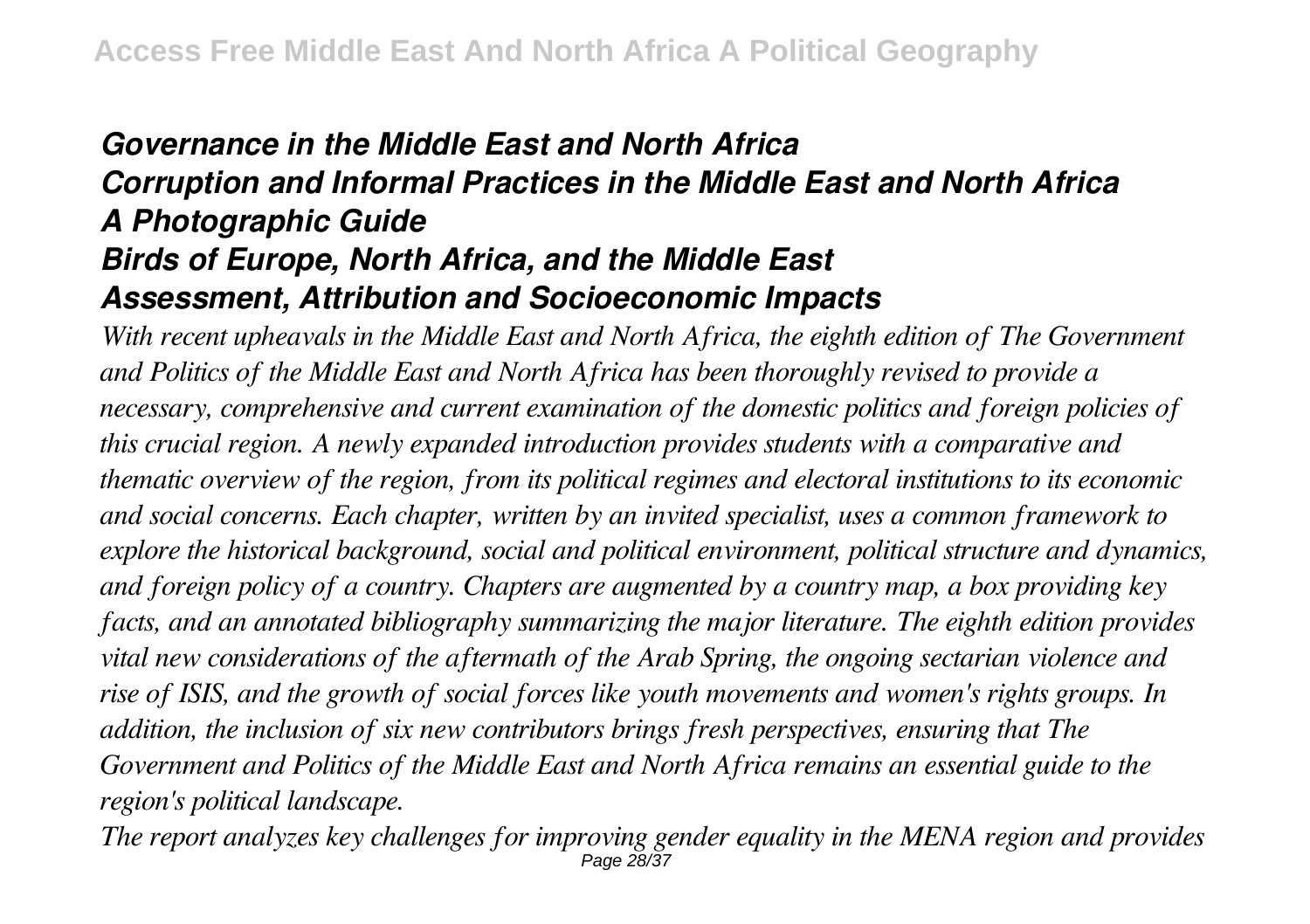## *Governance in the Middle East and North Africa*
## *Corruption and Informal Practices in the Middle East and North Africa*
## *A Photographic Guide*
## *Birds of Europe, North Africa, and the Middle East*
## *Assessment, Attribution and Socioeconomic Impacts*

*With recent upheavals in the Middle East and North Africa, the eighth edition of The Government and Politics of the Middle East and North Africa has been thoroughly revised to provide a necessary, comprehensive and current examination of the domestic politics and foreign policies of this crucial region. A newly expanded introduction provides students with a comparative and thematic overview of the region, from its political regimes and electoral institutions to its economic and social concerns. Each chapter, written by an invited specialist, uses a common framework to explore the historical background, social and political environment, political structure and dynamics, and foreign policy of a country. Chapters are augmented by a country map, a box providing key facts, and an annotated bibliography summarizing the major literature. The eighth edition provides vital new considerations of the aftermath of the Arab Spring, the ongoing sectarian violence and rise of ISIS, and the growth of social forces like youth movements and women's rights groups. In addition, the inclusion of six new contributors brings fresh perspectives, ensuring that The Government and Politics of the Middle East and North Africa remains an essential guide to the region's political landscape.*

*The report analyzes key challenges for improving gender equality in the MENA region and provides*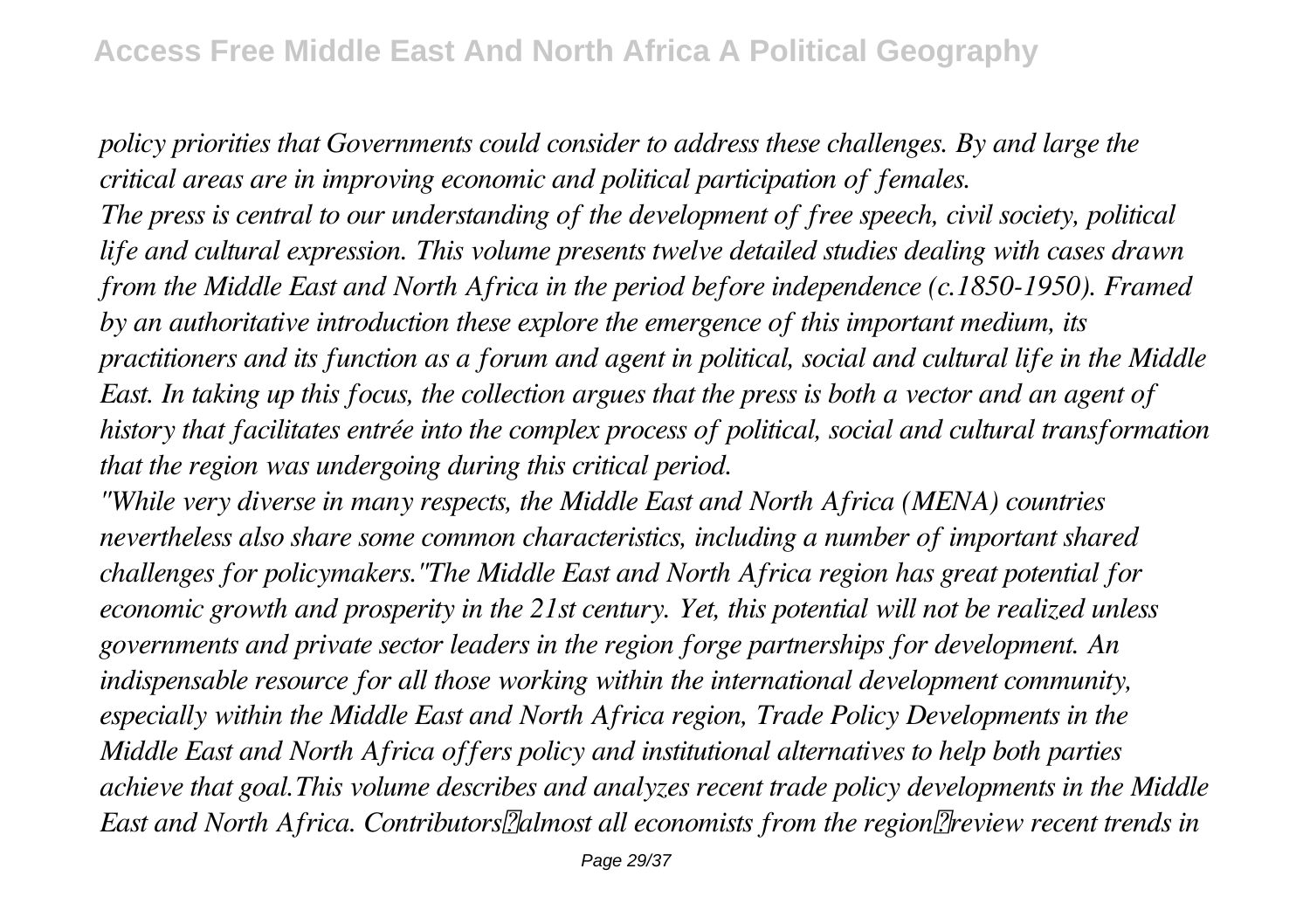*policy priorities that Governments could consider to address these challenges. By and large the critical areas are in improving economic and political participation of females.*

*The press is central to our understanding of the development of free speech, civil society, political life and cultural expression. This volume presents twelve detailed studies dealing with cases drawn from the Middle East and North Africa in the period before independence (c.1850-1950). Framed by an authoritative introduction these explore the emergence of this important medium, its practitioners and its function as a forum and agent in political, social and cultural life in the Middle East. In taking up this focus, the collection argues that the press is both a vector and an agent of history that facilitates entrée into the complex process of political, social and cultural transformation that the region was undergoing during this critical period.*

*"While very diverse in many respects, the Middle East and North Africa (MENA) countries nevertheless also share some common characteristics, including a number of important shared challenges for policymakers."The Middle East and North Africa region has great potential for economic growth and prosperity in the 21st century. Yet, this potential will not be realized unless governments and private sector leaders in the region forge partnerships for development. An indispensable resource for all those working within the international development community, especially within the Middle East and North Africa region, Trade Policy Developments in the Middle East and North Africa offers policy and institutional alternatives to help both parties achieve that goal.This volume describes and analyzes recent trade policy developments in the Middle East and North Africa. Contributors—almost all economists from the region—review recent trends in*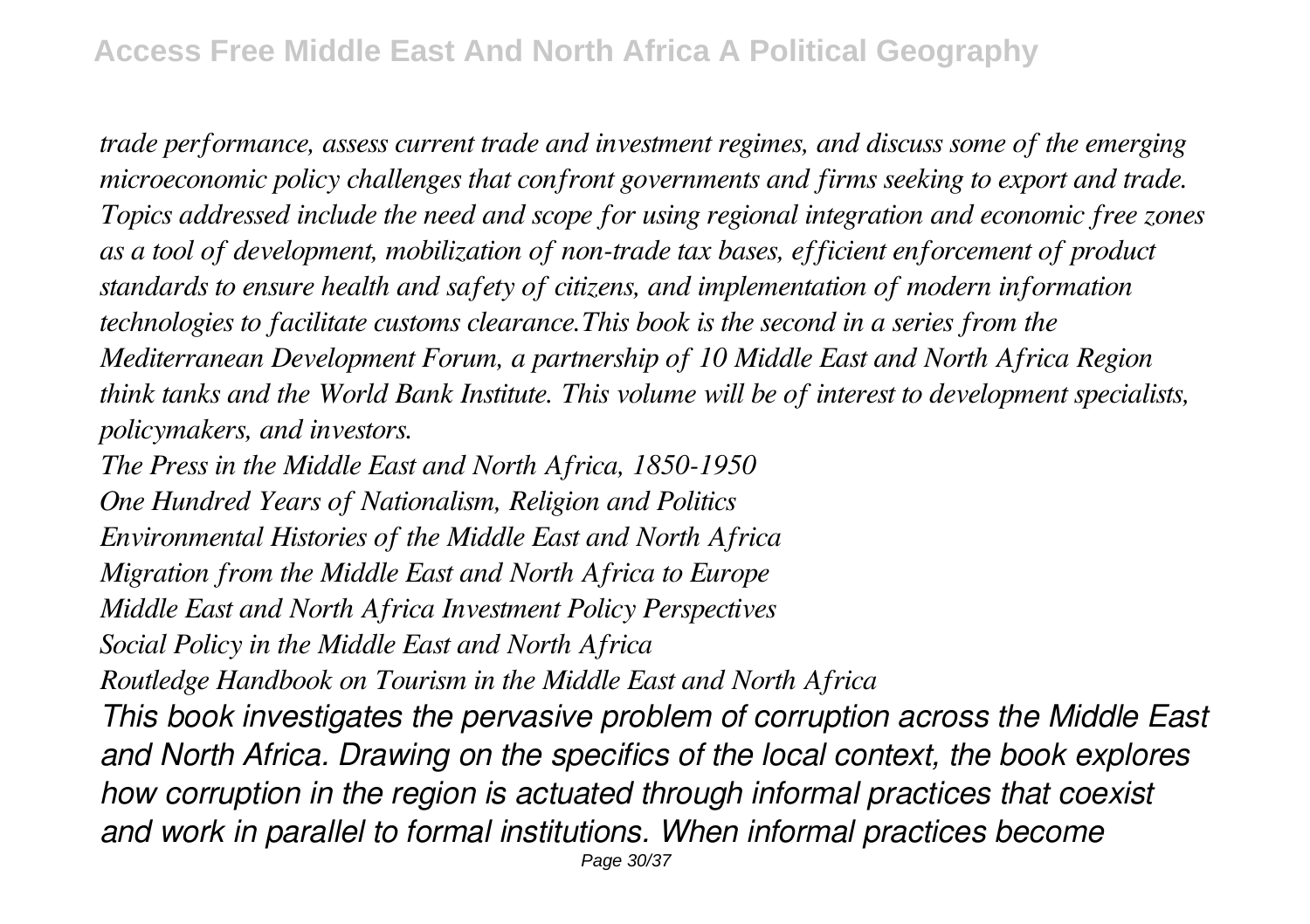*trade performance, assess current trade and investment regimes, and discuss some of the emerging microeconomic policy challenges that confront governments and firms seeking to export and trade. Topics addressed include the need and scope for using regional integration and economic free zones as a tool of development, mobilization of non-trade tax bases, efficient enforcement of product standards to ensure health and safety of citizens, and implementation of modern information technologies to facilitate customs clearance.This book is the second in a series from the Mediterranean Development Forum, a partnership of 10 Middle East and North Africa Region think tanks and the World Bank Institute. This volume will be of interest to development specialists, policymakers, and investors.*

*The Press in the Middle East and North Africa, 1850-1950*

*One Hundred Years of Nationalism, Religion and Politics*

*Environmental Histories of the Middle East and North Africa*

*Migration from the Middle East and North Africa to Europe*

*Middle East and North Africa Investment Policy Perspectives*

*Social Policy in the Middle East and North Africa*

*Routledge Handbook on Tourism in the Middle East and North Africa*

*This book investigates the pervasive problem of corruption across the Middle East and North Africa. Drawing on the specifics of the local context, the book explores how corruption in the region is actuated through informal practices that coexist and work in parallel to formal institutions. When informal practices become*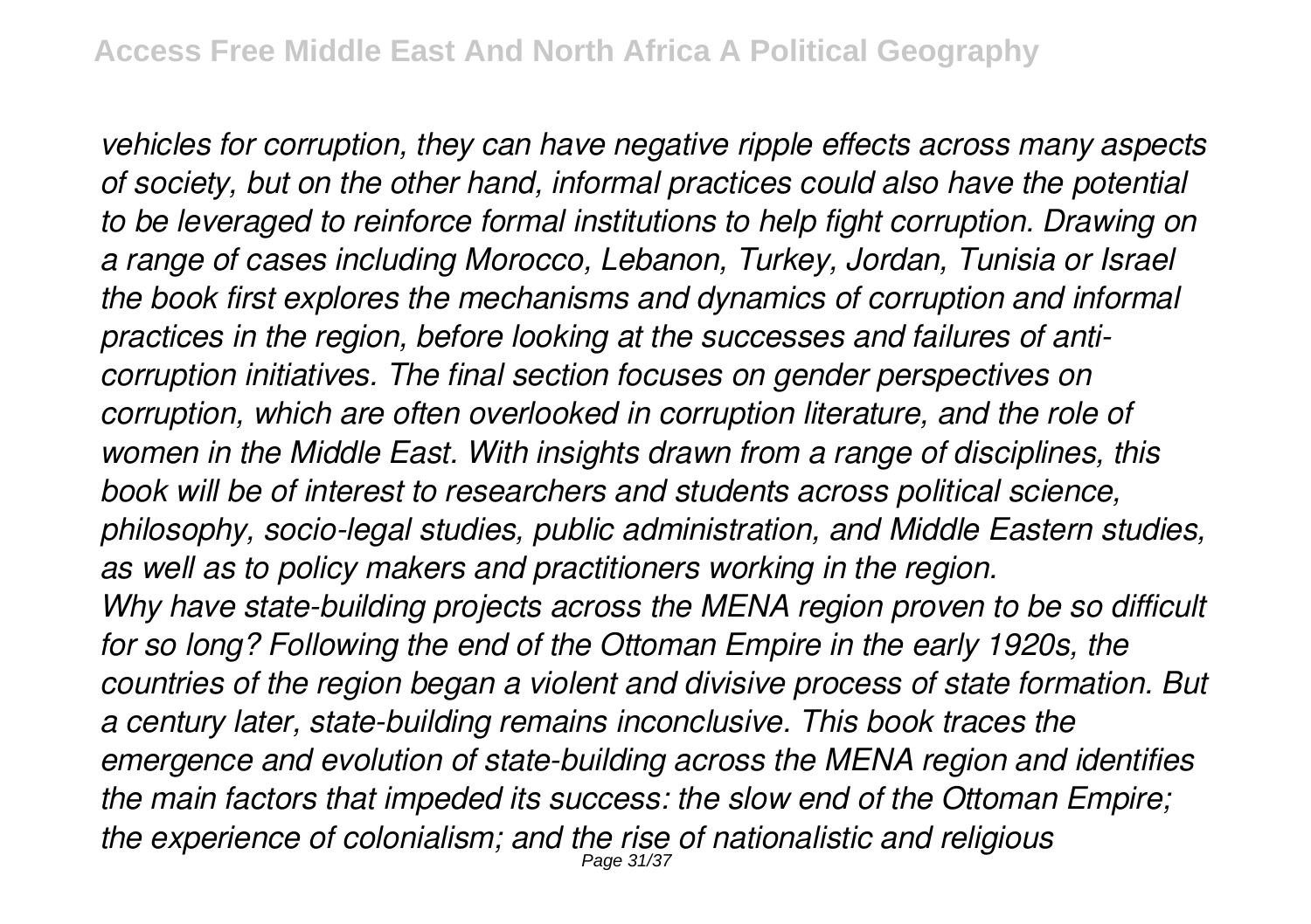*vehicles for corruption, they can have negative ripple effects across many aspects of society, but on the other hand, informal practices could also have the potential to be leveraged to reinforce formal institutions to help fight corruption. Drawing on a range of cases including Morocco, Lebanon, Turkey, Jordan, Tunisia or Israel the book first explores the mechanisms and dynamics of corruption and informal practices in the region, before looking at the successes and failures of anti-corruption initiatives. The final section focuses on gender perspectives on corruption, which are often overlooked in corruption literature, and the role of women in the Middle East. With insights drawn from a range of disciplines, this book will be of interest to researchers and students across political science, philosophy, socio-legal studies, public administration, and Middle Eastern studies, as well as to policy makers and practitioners working in the region.*

*Why have state-building projects across the MENA region proven to be so difficult for so long? Following the end of the Ottoman Empire in the early 1920s, the countries of the region began a violent and divisive process of state formation. But a century later, state-building remains inconclusive. This book traces the emergence and evolution of state-building across the MENA region and identifies the main factors that impeded its success: the slow end of the Ottoman Empire; the experience of colonialism; and the rise of nationalistic and religious*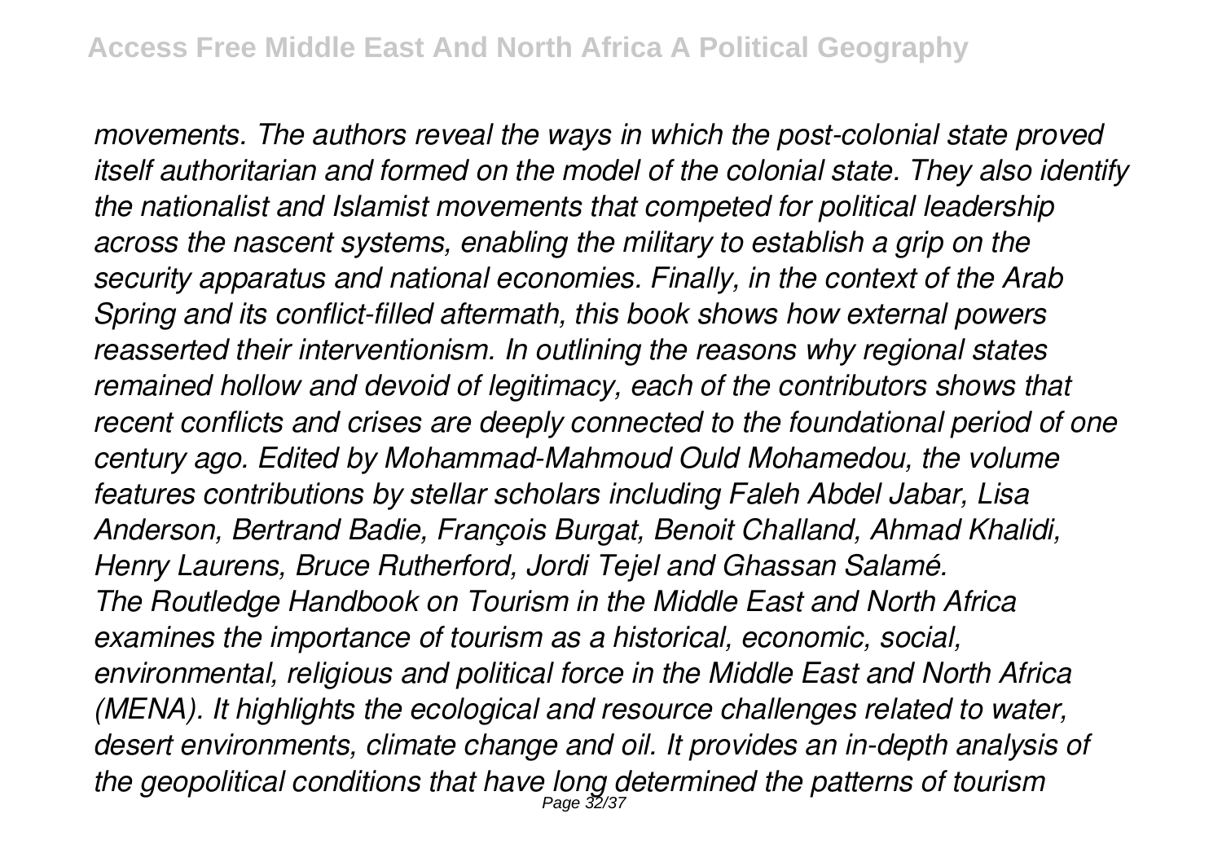*movements. The authors reveal the ways in which the post-colonial state proved itself authoritarian and formed on the model of the colonial state. They also identify the nationalist and Islamist movements that competed for political leadership across the nascent systems, enabling the military to establish a grip on the security apparatus and national economies. Finally, in the context of the Arab Spring and its conflict-filled aftermath, this book shows how external powers reasserted their interventionism. In outlining the reasons why regional states remained hollow and devoid of legitimacy, each of the contributors shows that recent conflicts and crises are deeply connected to the foundational period of one century ago. Edited by Mohammad-Mahmoud Ould Mohamedou, the volume features contributions by stellar scholars including Faleh Abdel Jabar, Lisa Anderson, Bertrand Badie, François Burgat, Benoit Challand, Ahmad Khalidi, Henry Laurens, Bruce Rutherford, Jordi Tejel and Ghassan Salamé.*

*The Routledge Handbook on Tourism in the Middle East and North Africa examines the importance of tourism as a historical, economic, social, environmental, religious and political force in the Middle East and North Africa (MENA). It highlights the ecological and resource challenges related to water, desert environments, climate change and oil. It provides an in-depth analysis of the geopolitical conditions that have long determined the patterns of tourism*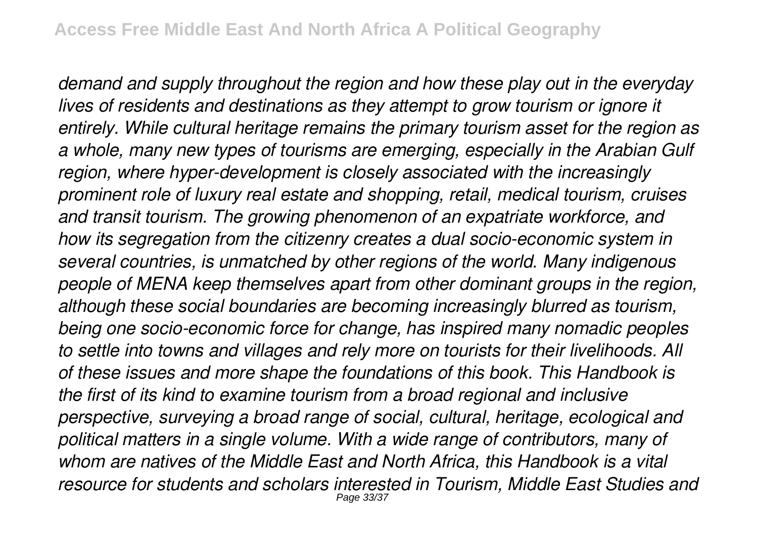*demand and supply throughout the region and how these play out in the everyday lives of residents and destinations as they attempt to grow tourism or ignore it entirely. While cultural heritage remains the primary tourism asset for the region as a whole, many new types of tourisms are emerging, especially in the Arabian Gulf region, where hyper-development is closely associated with the increasingly prominent role of luxury real estate and shopping, retail, medical tourism, cruises and transit tourism. The growing phenomenon of an expatriate workforce, and how its segregation from the citizenry creates a dual socio-economic system in several countries, is unmatched by other regions of the world. Many indigenous people of MENA keep themselves apart from other dominant groups in the region, although these social boundaries are becoming increasingly blurred as tourism, being one socio-economic force for change, has inspired many nomadic peoples to settle into towns and villages and rely more on tourists for their livelihoods. All of these issues and more shape the foundations of this book. This Handbook is the first of its kind to examine tourism from a broad regional and inclusive perspective, surveying a broad range of social, cultural, heritage, ecological and political matters in a single volume. With a wide range of contributors, many of whom are natives of the Middle East and North Africa, this Handbook is a vital resource for students and scholars interested in Tourism, Middle East Studies and*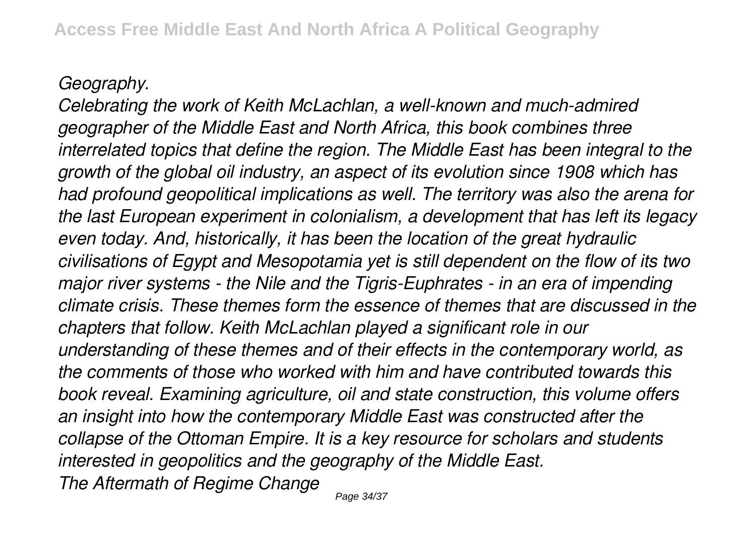*Geography.*

*Celebrating the work of Keith McLachlan, a well-known and much-admired geographer of the Middle East and North Africa, this book combines three interrelated topics that define the region. The Middle East has been integral to the growth of the global oil industry, an aspect of its evolution since 1908 which has had profound geopolitical implications as well. The territory was also the arena for the last European experiment in colonialism, a development that has left its legacy even today. And, historically, it has been the location of the great hydraulic civilisations of Egypt and Mesopotamia yet is still dependent on the flow of its two major river systems - the Nile and the Tigris-Euphrates - in an era of impending climate crisis. These themes form the essence of themes that are discussed in the chapters that follow. Keith McLachlan played a significant role in our understanding of these themes and of their effects in the contemporary world, as the comments of those who worked with him and have contributed towards this book reveal. Examining agriculture, oil and state construction, this volume offers an insight into how the contemporary Middle East was constructed after the collapse of the Ottoman Empire. It is a key resource for scholars and students interested in geopolitics and the geography of the Middle East.*

*The Aftermath of Regime Change*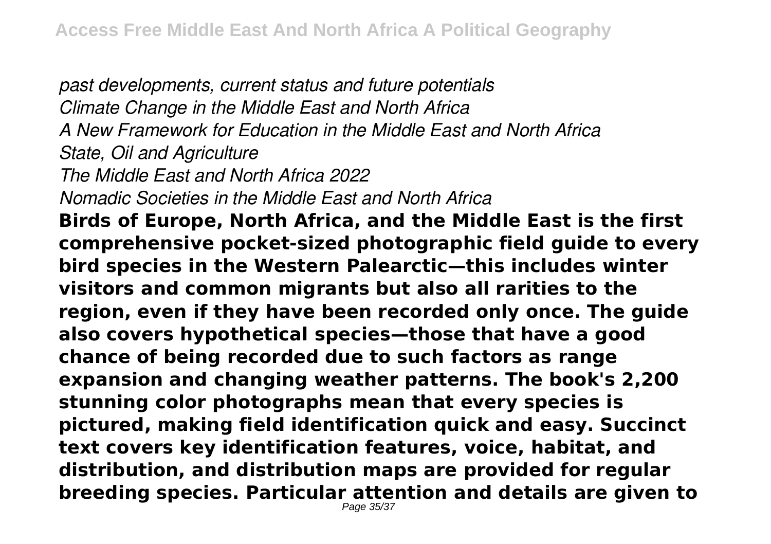*past developments, current status and future potentials*
*Climate Change in the Middle East and North Africa*
*A New Framework for Education in the Middle East and North Africa*
*State, Oil and Agriculture*
*The Middle East and North Africa 2022*
*Nomadic Societies in the Middle East and North Africa*

**Birds of Europe, North Africa, and the Middle East is the first comprehensive pocket-sized photographic field guide to every bird species in the Western Palearctic—this includes winter visitors and common migrants but also all rarities to the region, even if they have been recorded only once. The guide also covers hypothetical species—those that have a good chance of being recorded due to such factors as range expansion and changing weather patterns. The book's 2,200 stunning color photographs mean that every species is pictured, making field identification quick and easy. Succinct text covers key identification features, voice, habitat, and distribution, and distribution maps are provided for regular breeding species. Particular attention and details are given to**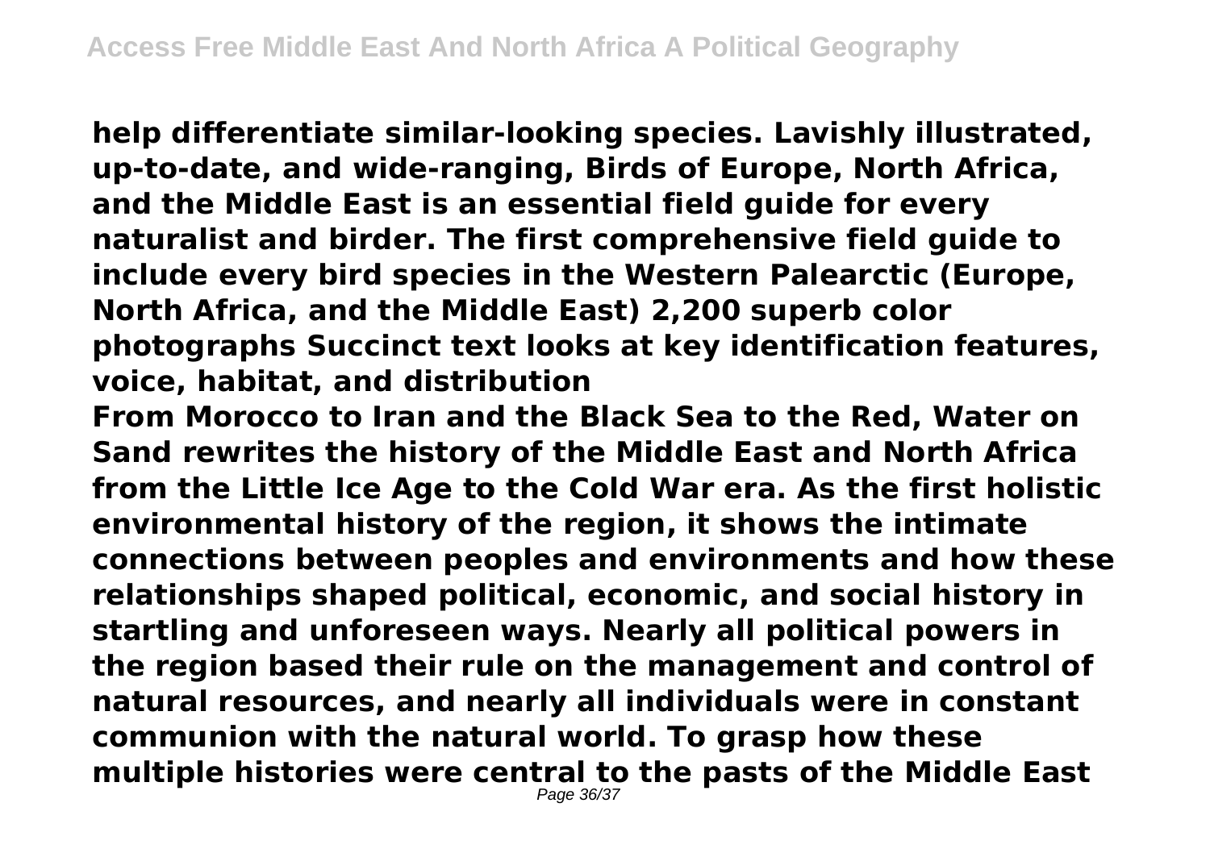**help differentiate similar-looking species. Lavishly illustrated, up-to-date, and wide-ranging, Birds of Europe, North Africa, and the Middle East is an essential field guide for every naturalist and birder. The first comprehensive field guide to include every bird species in the Western Palearctic (Europe, North Africa, and the Middle East) 2,200 superb color photographs Succinct text looks at key identification features, voice, habitat, and distribution**

**From Morocco to Iran and the Black Sea to the Red, Water on Sand rewrites the history of the Middle East and North Africa from the Little Ice Age to the Cold War era. As the first holistic environmental history of the region, it shows the intimate connections between peoples and environments and how these relationships shaped political, economic, and social history in startling and unforeseen ways. Nearly all political powers in the region based their rule on the management and control of natural resources, and nearly all individuals were in constant communion with the natural world. To grasp how these multiple histories were central to the pasts of the Middle East**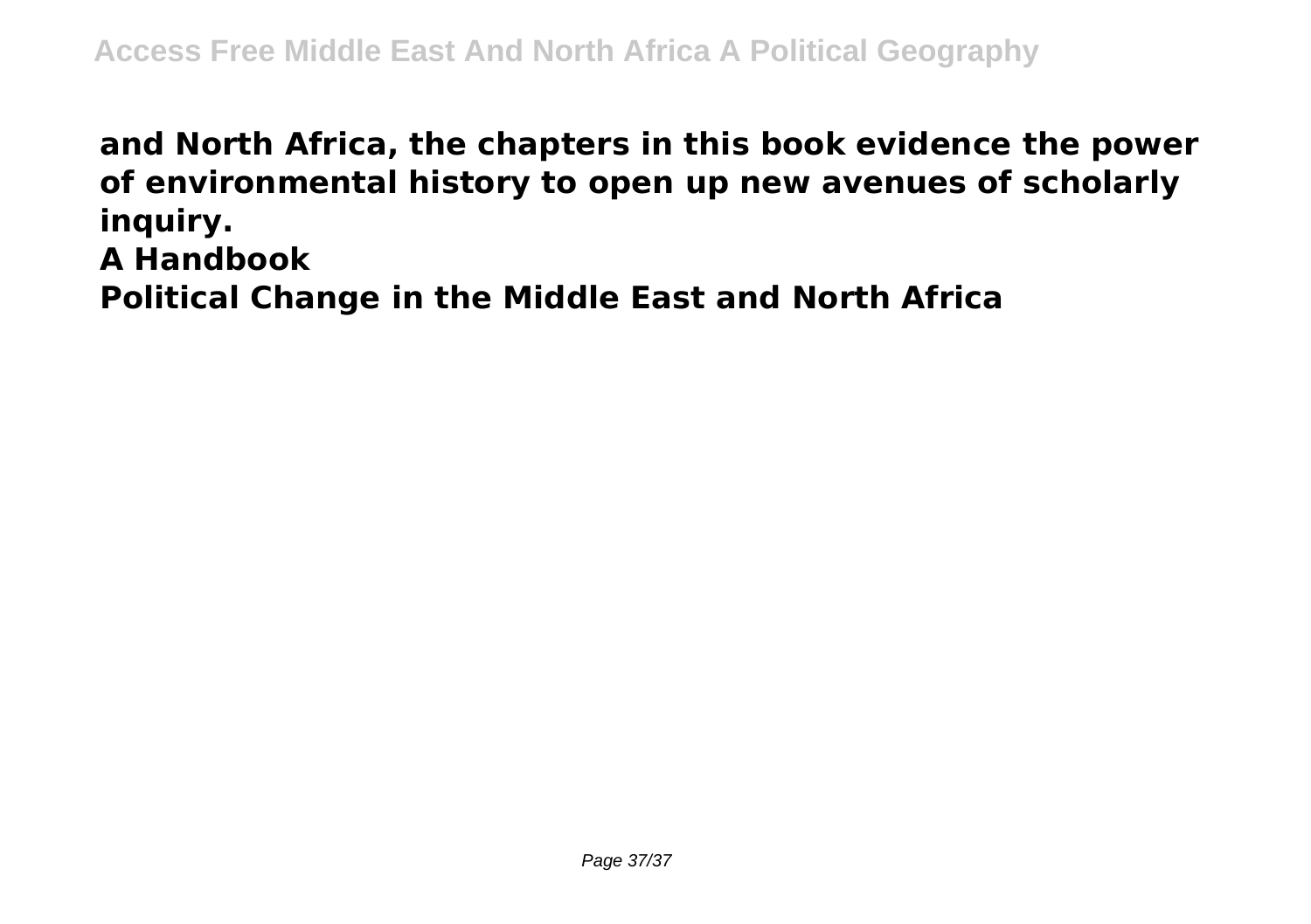**and North Africa, the chapters in this book evidence the power of environmental history to open up new avenues of scholarly inquiry.**

**A Handbook**

**Political Change in the Middle East and North Africa**